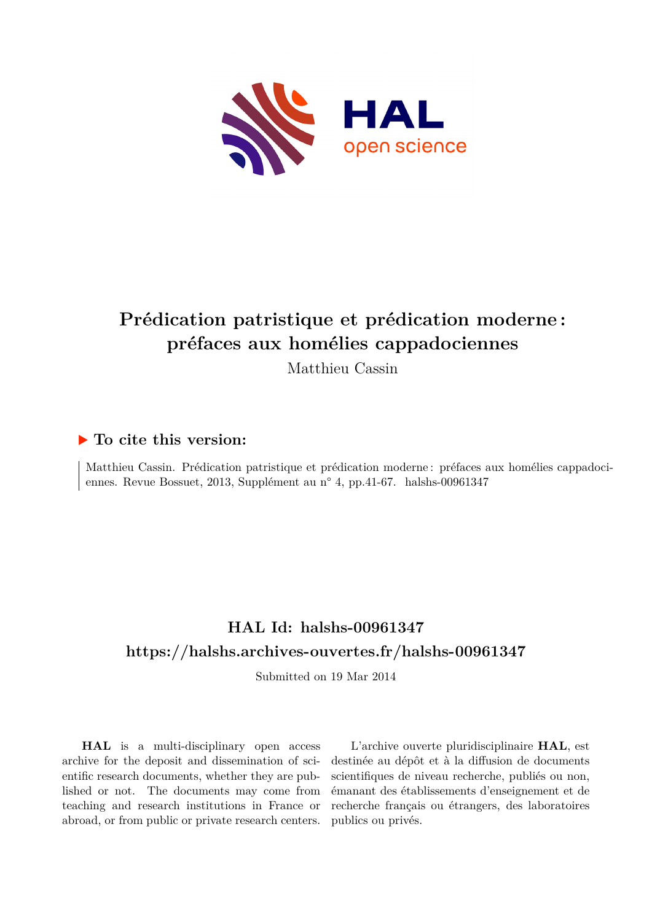# Prédication patristique et prédication moderne : préfaces aux homélies cappadociennes

Matthieu Cassin

## ▶ To cite this version:

Matthieu Cassin. Prédication patristique et prédication moderne : préfaces aux homélies cappadociennes. Revue Bossuet, 2013, Supplément au n° 4, pp.41-67. halshs-00961347

## HAL Id: halshs-00961347

## https://halshs.archives-ouvertes.fr/halshs-00961347

Submitted on 19 Mar 2014

**HAL** is a multi-disciplinary open access archive for the deposit and dissemination of scientific research documents, whether they are published or not. The documents may come from teaching and research institutions in France or abroad, or from public or private research centers.

L'archive ouverte pluridisciplinaire **HAL**, est destinée au dépôt et à la diffusion de documents scientifiques de niveau recherche, publiés ou non, émanant des établissements d'enseignement et de recherche français ou étrangers, des laboratoires publics ou privés.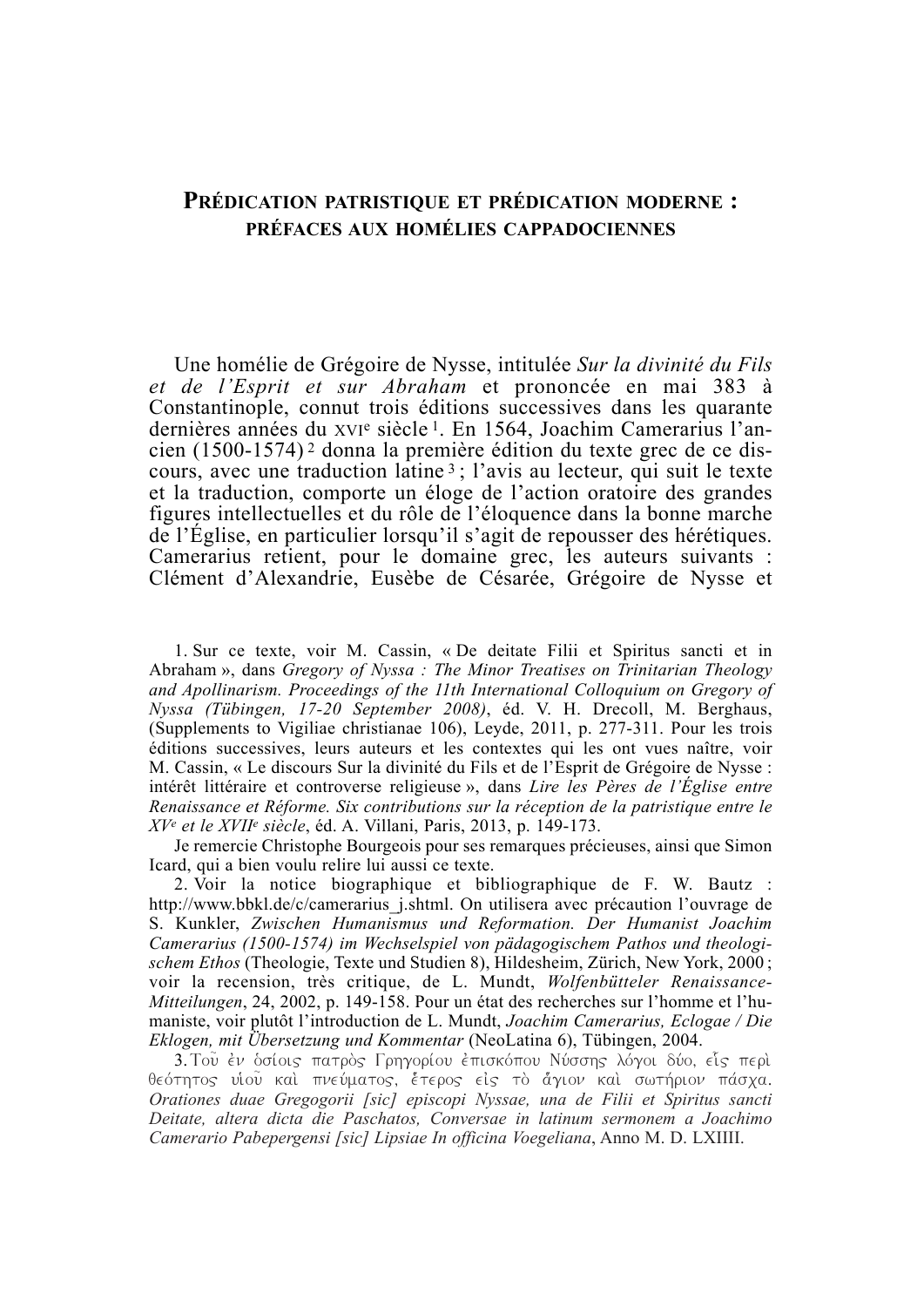# Prédication patristique et prédication moderne : préfaces aux homélies cappadociennes

Une homélie de Grégoire de Nysse, intitulée *Sur la divinité du Fils et de l'Esprit et sur Abraham* et prononcée en mai 383 à Constantinople, connut trois éditions successives dans les quarante dernières années du XVIe siècle [1]. En 1564, Joachim Camerarius l'ancien (1500-1574) [2] donna la première édition du texte grec de ce discours, avec une traduction latine [3] ; l'avis au lecteur, qui suit le texte et la traduction, comporte un éloge de l'action oratoire des grandes figures intellectuelles et du rôle de l'éloquence dans la bonne marche de l'Église, en particulier lorsqu'il s'agit de repousser des hérétiques. Camerarius retient, pour le domaine grec, les auteurs suivants : Clément d'Alexandrie, Eusèbe de Césarée, Grégoire de Nysse et

---

1. Sur ce texte, voir M. Cassin, « De deitate Filii et Spiritus sancti et in Abraham », dans *Gregory of Nyssa : The Minor Treatises on Trinitarian Theology and Apollinarism. Proceedings of the 11th International Colloquium on Gregory of Nyssa (Tübingen, 17-20 September 2008)*, éd. V. H. Drecoll, M. Berghaus, (Supplements to Vigiliae christianae 106), Leyde, 2011, p. 277-311. Pour les trois éditions successives, leurs auteurs et les contextes qui les ont vues naître, voir M. Cassin, « Le discours Sur la divinité du Fils et de l'Esprit de Grégoire de Nysse : intérêt littéraire et controverse religieuse », dans *Lire les Pères de l'Église entre Renaissance et Réforme. Six contributions sur la réception de la patristique entre le XVe et le XVIIe siècle*, éd. A. Villani, Paris, 2013, p. 149-173.

   Je remercie Christophe Bourgeois pour ses remarques précieuses, ainsi que Simon Icard, qui a bien voulu relire lui aussi ce texte.

2. Voir la notice biographique et bibliographique de F. W. Bautz : http://www.bbkl.de/c/camerarius_j.shtml. On utilisera avec précaution l'ouvrage de S. Kunkler, *Zwischen Humanismus und Reformation. Der Humanist Joachim Camerarius (1500-1574) im Wechselspiel von pädagogischem Pathos und theologischem Ethos* (Theologie, Texte und Studien 8), Hildesheim, Zürich, New York, 2000 ; voir la recension, très critique, de L. Mundt, *Wolfenbütteler Renaissance-Mitteilungen*, 24, 2002, p. 149-158. Pour un état des recherches sur l'homme et l'humaniste, voir plutôt l'introduction de L. Mundt, *Joachim Camerarius, Eclogae / Die Eklogen, mit Übersetzung und Kommentar* (NeoLatina 6), Tübingen, 2004.

3. Τοῦ ἐν ὁσίοις πατρὸς Γρηγορίου ἐπισκόπου Νύσσης λόγοι δύο, εἷς περὶ θεότητος υἱοῦ καὶ πνεύματος, ἕτερος εἰς τὸ ἅγιον καὶ σωτήριον πάσχα. *Orationes duae Gregogorii [sic] episcopi Nyssae, una de Filii et Spiritus sancti Deitate, altera dicta die Paschatos, Conversae in latinum sermonem a Joachimo Camerario Pabepergensi [sic] Lipsiae In officina Voegeliana*, Anno M. D. LXIIII.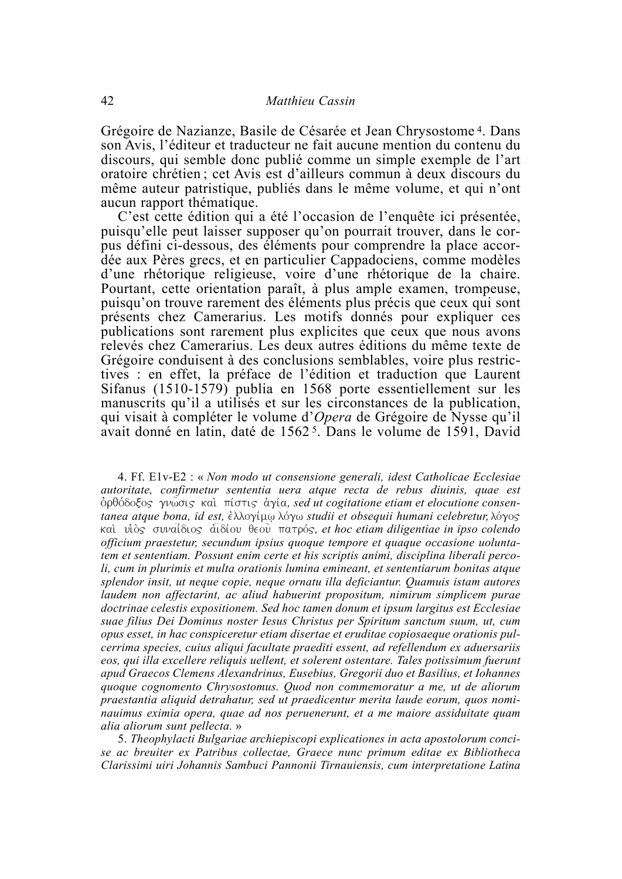Grégoire de Nazianze, Basile de Césarée et Jean Chrysostome[4]. Dans son Avis, l'éditeur et traducteur ne fait aucune mention du contenu du discours, qui semble donc publié comme un simple exemple de l'art oratoire chrétien ; cet Avis est d'ailleurs commun à deux discours du même auteur patristique, publiés dans le même volume, et qui n'ont aucun rapport thématique.

C'est cette édition qui a été l'occasion de l'enquête ici présentée, puisqu'elle peut laisser supposer qu'on pourrait trouver, dans le corpus défini ci-dessous, des éléments pour comprendre la place accordée aux Pères grecs, et en particulier Cappadociens, comme modèles d'une rhétorique religieuse, voire d'une rhétorique de la chaire. Pourtant, cette orientation paraît, à plus ample examen, trompeuse, puisqu'on trouve rarement des éléments plus précis que ceux qui sont présents chez Camerarius. Les motifs donnés pour expliquer ces publications sont rarement plus explicites que ceux que nous avons relevés chez Camerarius. Les deux autres éditions du même texte de Grégoire conduisent à des conclusions semblables, voire plus restrictives : en effet, la préface de l'édition et traduction que Laurent Sifanus (1510-1579) publia en 1568 porte essentiellement sur les manuscrits qu'il a utilisés et sur les circonstances de la publication, qui visait à compléter le volume d'*Opera* de Grégoire de Nysse qu'il avait donné en latin, daté de 1562[5]. Dans le volume de 1591, David

---

4. Ff. E1v-E2 : « *Non modo ut consensione generali, idest Catholicae Ecclesiae autoritate, confirmetur sententia uera atque recta de rebus diuinis, quae est* ὀρθόδοξος γνῶσις καὶ πίστις ἁγία, *sed ut cogitatione etiam et elocutione consentanea atque bona, id est,* ἐλλογίμῳ λόγῳ *studii et obsequii humani celebretur,* λόγος καὶ υἱὸς συναΐδιος ἀϊδίου θεοῦ πατρός, *et hoc etiam diligentiae in ipso colendo officium praestetur, secundum ipsius quoque tempore et quaque occasione uoluntatem et sententiam. Possunt enim certe et his scriptis animi, disciplina liberali percoli, cum in plurimis et multa orationis lumina emineant, et sententiarum bonitas atque splendor insit, ut neque copie, neque ornatu illa deficiantur. Quamuis istam autores laudem non affectarint, ac aliud habuerint propositum, nimirum simplicem purae doctrinae celestis expositionem. Sed hoc tamen donum et ipsum largitus est Ecclesiae suae filius Dei Dominus noster Iesus Christus per Spiritum sanctum suum, ut, cum opus esset, in hac conspiceretur etiam disertae et eruditae copiosaeque orationis pulcerrima species, cuius aliqui facultate praediti essent, ad refellendum ex aduersariis eos, qui illa excellere reliquis uellent, et solerent ostentare. Tales potissimum fuerunt apud Graecos Clemens Alexandrinus, Eusebius, Gregorii duo et Basilius, et Iohannes quoque cognomento Chrysostomus. Quod non commemoratur a me, ut de aliorum praestantia aliquid detrahatur, sed ut praedicentur merita laude eorum, quos nominauimus eximia opera, quae ad nos peruenerunt, et a me maiore assiduitate quam alia aliorum sunt pellecta.* »

5. *Theophylacti Bulgariae archiepiscopi explicationes in acta apostolorum concise ac breuiter ex Patribus collectae, Graece nunc primum editae ex Bibliotheca Clarissimi uiri Johannis Sambuci Pannonii Tirnauiensis, cum interpretatione Latina*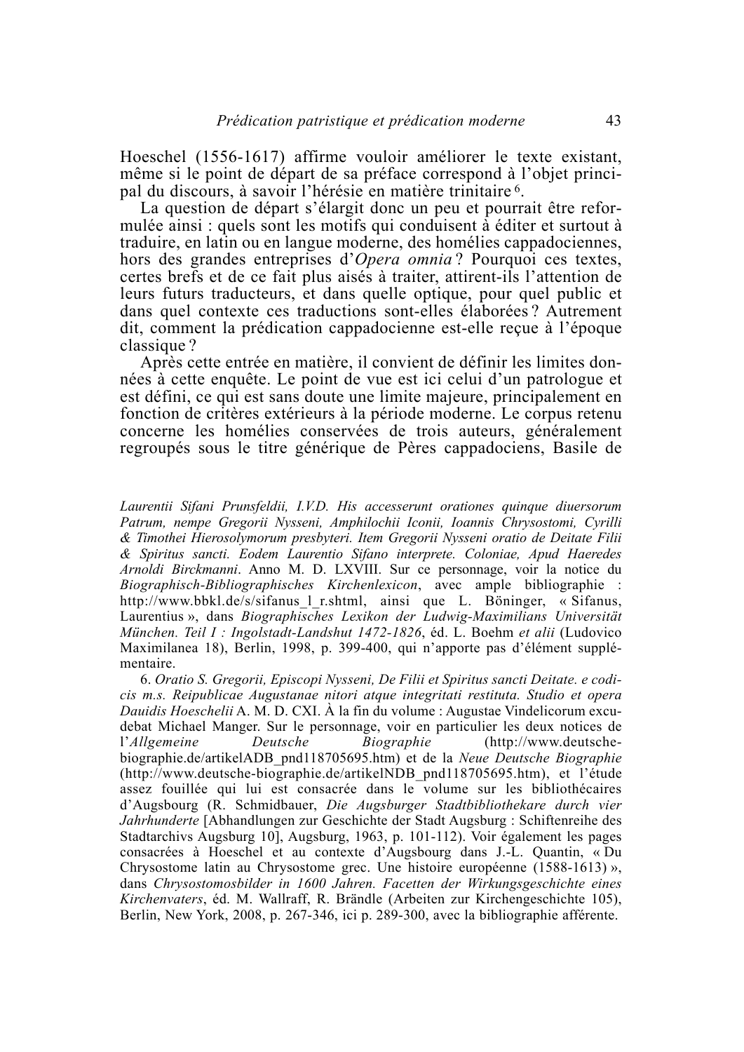Hoeschel (1556-1617) affirme vouloir améliorer le texte existant, même si le point de départ de sa préface correspond à l'objet principal du discours, à savoir l'hérésie en matière trinitaire [6].

La question de départ s'élargit donc un peu et pourrait être reformulée ainsi : quels sont les motifs qui conduisent à éditer et surtout à traduire, en latin ou en langue moderne, des homélies cappadociennes, hors des grandes entreprises d'*Opera omnia* ? Pourquoi ces textes, certes brefs et de ce fait plus aisés à traiter, attirent-ils l'attention de leurs futurs traducteurs, et dans quelle optique, pour quel public et dans quel contexte ces traductions sont-elles élaborées ? Autrement dit, comment la prédication cappadocienne est-elle reçue à l'époque classique ?

Après cette entrée en matière, il convient de définir les limites données à cette enquête. Le point de vue est ici celui d'un patrologue et est défini, ce qui est sans doute une limite majeure, principalement en fonction de critères extérieurs à la période moderne. Le corpus retenu concerne les homélies conservées de trois auteurs, généralement regroupés sous le titre générique de Pères cappadociens, Basile de

---

*Laurentii Sifani Prunsfeldii, I.V.D. His accesserunt orationes quinque diuersorum Patrum, nempe Gregorii Nysseni, Amphilochii Iconii, Ioannis Chrysostomi, Cyrilli & Timothei Hierosolymorum presbyteri. Item Gregorii Nysseni oratio de Deitate Filii & Spiritus sancti. Eodem Laurentio Sifano interprete. Coloniae, Apud Haeredes Arnoldi Birckmanni*. Anno M. D. LXVIII. Sur ce personnage, voir la notice du *Biographisch-Bibliographisches Kirchenlexicon*, avec ample bibliographie : http://www.bbkl.de/s/sifanus_l_r.shtml, ainsi que L. Böninger, « Sifanus, Laurentius », dans *Biographisches Lexikon der Ludwig-Maximilians Universität München. Teil I : Ingolstadt-Landshut 1472-1826*, éd. L. Boehm *et alii* (Ludovico Maximilanea 18), Berlin, 1998, p. 399-400, qui n'apporte pas d'élément supplémentaire.

6. *Oratio S. Gregorii, Episcopi Nysseni, De Filii et Spiritus sancti Deitate. e codicis m.s. Reipublicae Augustanae nitori atque integritati restituta. Studio et opera Dauidis Hoeschelii* A. M. D. CXI. À la fin du volume : Augustae Vindelicorum excudebat Michael Manger. Sur le personnage, voir en particulier les deux notices de l'*Allgemeine Deutsche Biographie* (http://www.deutsche-biographie.de/artikelADB_pnd118705695.htm) et de la *Neue Deutsche Biographie* (http://www.deutsche-biographie.de/artikelNDB_pnd118705695.htm), et l'étude assez fouillée qui lui est consacrée dans le volume sur les bibliothécaires d'Augsbourg (R. Schmidbauer, *Die Augsburger Stadtbibliothekare durch vier Jahrhunderte* [Abhandlungen zur Geschichte der Stadt Augsburg : Schiftenreihe des Stadtarchivs Augsburg 10], Augsburg, 1963, p. 101-112). Voir également les pages consacrées à Hoeschel et au contexte d'Augsbourg dans J.-L. Quantin, « Du Chrysostome latin au Chrysostome grec. Une histoire européenne (1588-1613) », dans *Chrysostomosbilder in 1600 Jahren. Facetten der Wirkungsgeschichte eines Kirchenvaters*, éd. M. Wallraff, R. Brändle (Arbeiten zur Kirchengeschichte 105), Berlin, New York, 2008, p. 267-346, ici p. 289-300, avec la bibliographie afférente.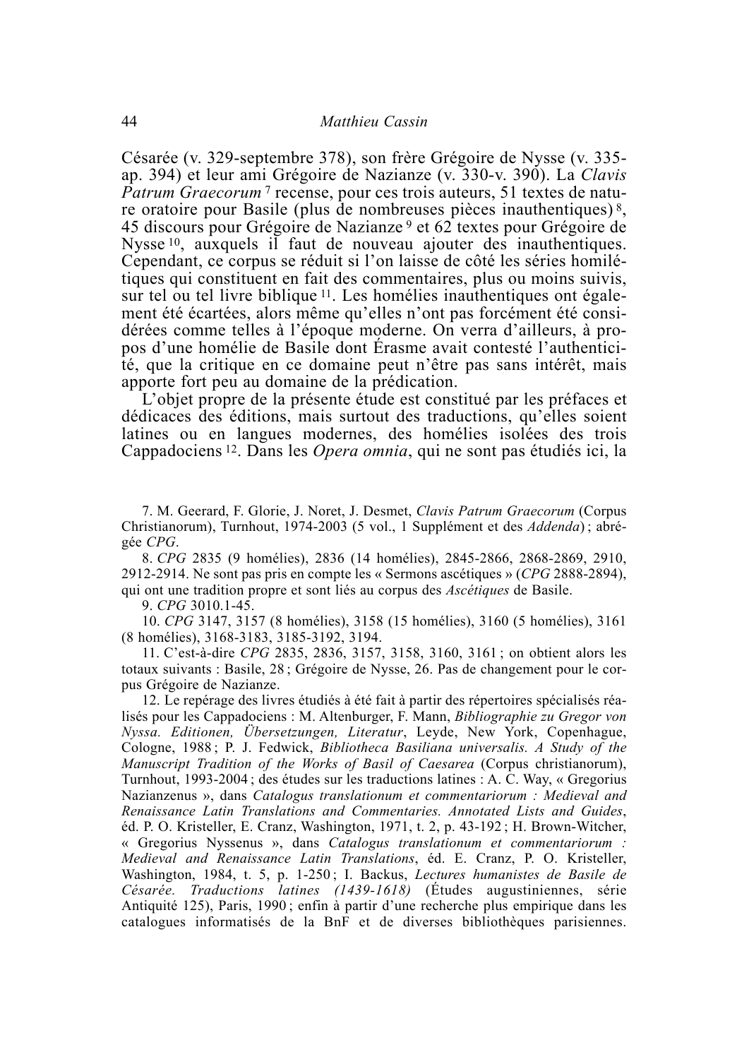Césarée (v. 329-septembre 378), son frère Grégoire de Nysse (v. 335-ap. 394) et leur ami Grégoire de Nazianze (v. 330-v. 390). La *Clavis Patrum Graecorum* [7] recense, pour ces trois auteurs, 51 textes de nature oratoire pour Basile (plus de nombreuses pièces inauthentiques) [8], 45 discours pour Grégoire de Nazianze [9] et 62 textes pour Grégoire de Nysse [10], auxquels il faut de nouveau ajouter des inauthentiques. Cependant, ce corpus se réduit si l'on laisse de côté les séries homilétiques qui constituent en fait des commentaires, plus ou moins suivis, sur tel ou tel livre biblique [11]. Les homélies inauthentiques ont également été écartées, alors même qu'elles n'ont pas forcément été considérées comme telles à l'époque moderne. On verra d'ailleurs, à propos d'une homélie de Basile dont Érasme avait contesté l'authenticité, que la critique en ce domaine peut n'être pas sans intérêt, mais apporte fort peu au domaine de la prédication.

L'objet propre de la présente étude est constitué par les préfaces et dédicaces des éditions, mais surtout des traductions, qu'elles soient latines ou en langues modernes, des homélies isolées des trois Cappadociens [12]. Dans les *Opera omnia*, qui ne sont pas étudiés ici, la

7. M. Geerard, F. Glorie, J. Noret, J. Desmet, *Clavis Patrum Graecorum* (Corpus Christianorum), Turnhout, 1974-2003 (5 vol., 1 Supplément et des *Addenda*) ; abrégée *CPG*.

8. *CPG* 2835 (9 homélies), 2836 (14 homélies), 2845-2866, 2868-2869, 2910, 2912-2914. Ne sont pas pris en compte les « Sermons ascétiques » (*CPG* 2888-2894), qui ont une tradition propre et sont liés au corpus des *Ascétiques* de Basile.

9. *CPG* 3010.1-45.

10. *CPG* 3147, 3157 (8 homélies), 3158 (15 homélies), 3160 (5 homélies), 3161 (8 homélies), 3168-3183, 3185-3192, 3194.

11. C'est-à-dire *CPG* 2835, 2836, 3157, 3158, 3160, 3161 ; on obtient alors les totaux suivants : Basile, 28 ; Grégoire de Nysse, 26. Pas de changement pour le corpus Grégoire de Nazianze.

12. Le repérage des livres étudiés à été fait à partir des répertoires spécialisés réalisés pour les Cappadociens : M. Altenburger, F. Mann, *Bibliographie zu Gregor von Nyssa. Editionen, Übersetzungen, Literatur*, Leyde, New York, Copenhague, Cologne, 1988 ; P. J. Fedwick, *Bibliotheca Basiliana universalis. A Study of the Manuscript Tradition of the Works of Basil of Caesarea* (Corpus christianorum), Turnhout, 1993-2004 ; des études sur les traductions latines : A. C. Way, « Gregorius Nazianzenus », dans *Catalogus translationum et commentariorum : Medieval and Renaissance Latin Translations and Commentaries. Annotated Lists and Guides*, éd. P. O. Kristeller, E. Cranz, Washington, 1971, t. 2, p. 43-192 ; H. Brown-Witcher, « Gregorius Nyssenus », dans *Catalogus translationum et commentariorum : Medieval and Renaissance Latin Translations*, éd. E. Cranz, P. O. Kristeller, Washington, 1984, t. 5, p. 1-250 ; I. Backus, *Lectures humanistes de Basile de Césarée. Traductions latines (1439-1618)* (Études augustiniennes, série Antiquité 125), Paris, 1990 ; enfin à partir d'une recherche plus empirique dans les catalogues informatisés de la BnF et de diverses bibliothèques parisiennes.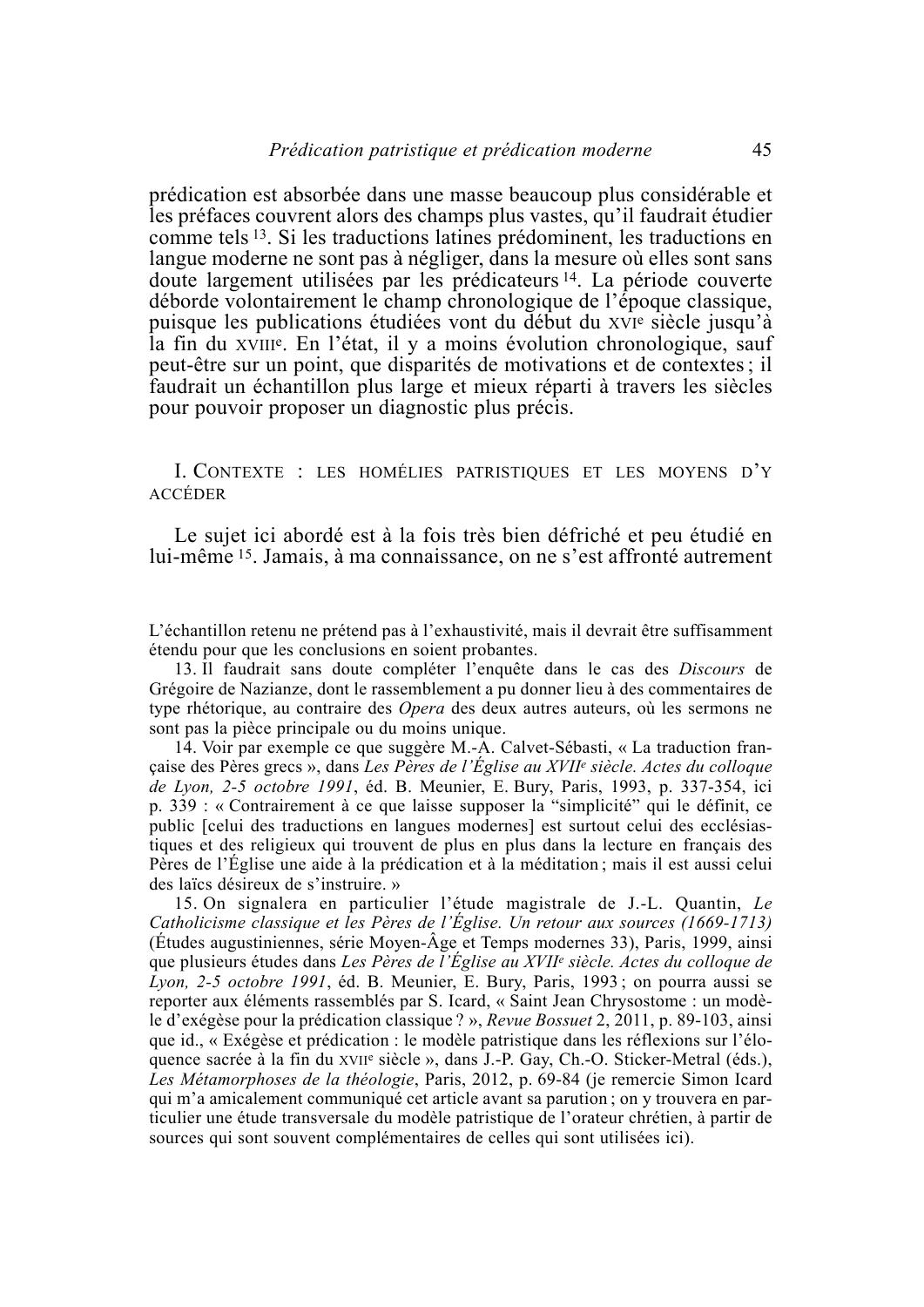prédication est absorbée dans une masse beaucoup plus considérable et les préfaces couvrent alors des champs plus vastes, qu'il faudrait étudier comme tels [13]. Si les traductions latines prédominent, les traductions en langue moderne ne sont pas à négliger, dans la mesure où elles sont sans doute largement utilisées par les prédicateurs [14]. La période couverte déborde volontairement le champ chronologique de l'époque classique, puisque les publications étudiées vont du début du XVI[e] siècle jusqu'à la fin du XVIII[e]. En l'état, il y a moins évolution chronologique, sauf peut-être sur un point, que disparités de motivations et de contextes ; il faudrait un échantillon plus large et mieux réparti à travers les siècles pour pouvoir proposer un diagnostic plus précis.

## I. Contexte : les homélies patristiques et les moyens d'y accéder

Le sujet ici abordé est à la fois très bien défriché et peu étudié en lui-même [15]. Jamais, à ma connaissance, on ne s'est affronté autrement

---

L'échantillon retenu ne prétend pas à l'exhaustivité, mais il devrait être suffisamment étendu pour que les conclusions en soient probantes.

13. Il faudrait sans doute compléter l'enquête dans le cas des *Discours* de Grégoire de Nazianze, dont le rassemblement a pu donner lieu à des commentaires de type rhétorique, au contraire des *Opera* des deux autres auteurs, où les sermons ne sont pas la pièce principale ou du moins unique.

14. Voir par exemple ce que suggère M.-A. Calvet-Sébasti, « La traduction française des Pères grecs », dans *Les Pères de l'Église au XVII[e] siècle. Actes du colloque de Lyon, 2-5 octobre 1991*, éd. B. Meunier, E. Bury, Paris, 1993, p. 337-354, ici p. 339 : « Contrairement à ce que laisse supposer la "simplicité" qui le définit, ce public [celui des traductions en langues modernes] est surtout celui des ecclésiastiques et des religieux qui trouvent de plus en plus dans la lecture en français des Pères de l'Église une aide à la prédication et à la méditation ; mais il est aussi celui des laïcs désireux de s'instruire. »

15. On signalera en particulier l'étude magistrale de J.-L. Quantin, *Le Catholicisme classique et les Pères de l'Église. Un retour aux sources (1669-1713)* (Études augustiniennes, série Moyen-Âge et Temps modernes 33), Paris, 1999, ainsi que plusieurs études dans *Les Pères de l'Église au XVII[e] siècle. Actes du colloque de Lyon, 2-5 octobre 1991*, éd. B. Meunier, E. Bury, Paris, 1993 ; on pourra aussi se reporter aux éléments rassemblés par S. Icard, « Saint Jean Chrysostome : un modèle d'exégèse pour la prédication classique ? », *Revue Bossuet* 2, 2011, p. 89-103, ainsi que id., « Exégèse et prédication : le modèle patristique dans les réflexions sur l'éloquence sacrée à la fin du XVII[e] siècle », dans J.-P. Gay, Ch.-O. Sticker-Metral (éds.), *Les Métamorphoses de la théologie*, Paris, 2012, p. 69-84 (je remercie Simon Icard qui m'a amicalement communiqué cet article avant sa parution ; on y trouvera en particulier une étude transversale du modèle patristique de l'orateur chrétien, à partir de sources qui sont souvent complémentaires de celles qui sont utilisées ici).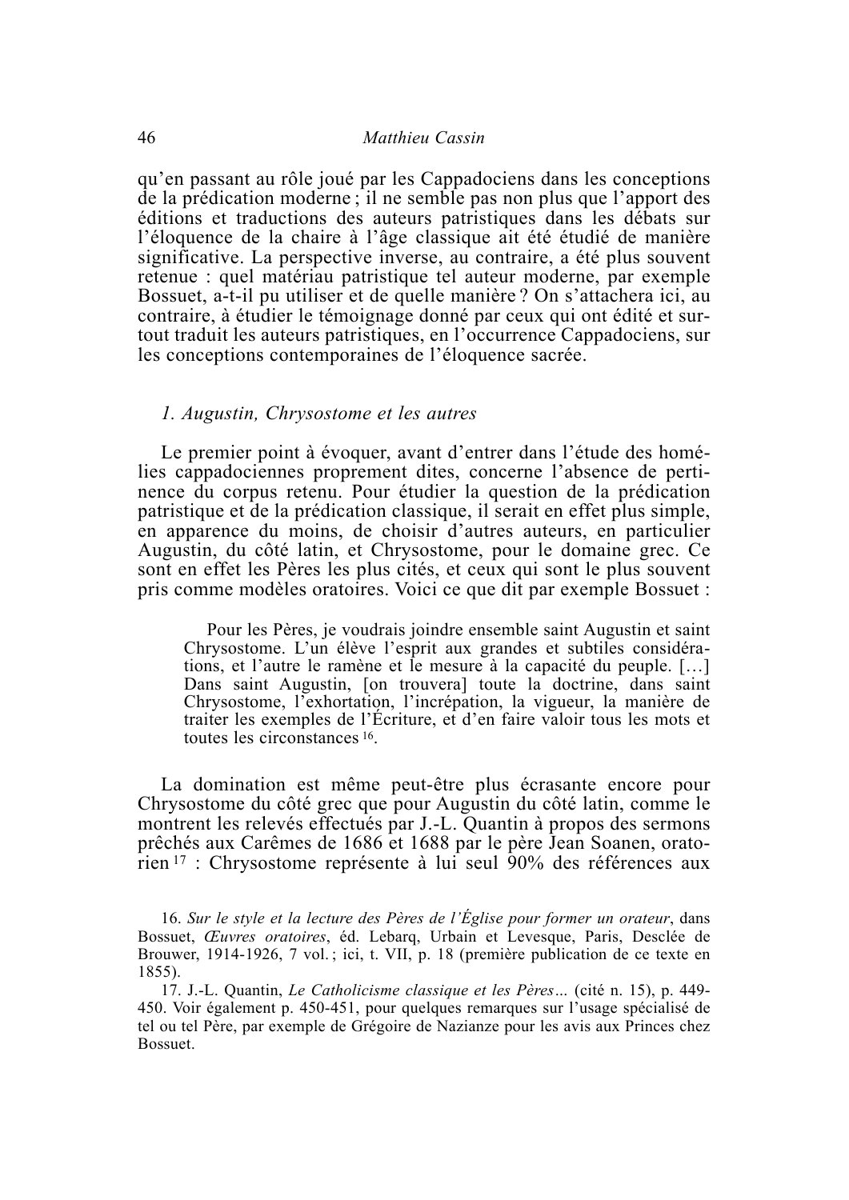qu'en passant au rôle joué par les Cappadociens dans les conceptions de la prédication moderne ; il ne semble pas non plus que l'apport des éditions et traductions des auteurs patristiques dans les débats sur l'éloquence de la chaire à l'âge classique ait été étudié de manière significative. La perspective inverse, au contraire, a été plus souvent retenue : quel matériau patristique tel auteur moderne, par exemple Bossuet, a-t-il pu utiliser et de quelle manière ? On s'attachera ici, au contraire, à étudier le témoignage donné par ceux qui ont édité et surtout traduit les auteurs patristiques, en l'occurrence Cappadociens, sur les conceptions contemporaines de l'éloquence sacrée.

### *1. Augustin, Chrysostome et les autres*

Le premier point à évoquer, avant d'entrer dans l'étude des homélies cappadociennes proprement dites, concerne l'absence de pertinence du corpus retenu. Pour étudier la question de la prédication patristique et de la prédication classique, il serait en effet plus simple, en apparence du moins, de choisir d'autres auteurs, en particulier Augustin, du côté latin, et Chrysostome, pour le domaine grec. Ce sont en effet les Pères les plus cités, et ceux qui sont le plus souvent pris comme modèles oratoires. Voici ce que dit par exemple Bossuet :

> Pour les Pères, je voudrais joindre ensemble saint Augustin et saint Chrysostome. L'un élève l'esprit aux grandes et subtiles considérations, et l'autre le ramène et le mesure à la capacité du peuple. [...] Dans saint Augustin, [on trouvera] toute la doctrine, dans saint Chrysostome, l'exhortation, l'incrépation, la vigueur, la manière de traiter les exemples de l'Écriture, et d'en faire valoir tous les mots et toutes les circonstances [16].

La domination est même peut-être plus écrasante encore pour Chrysostome du côté grec que pour Augustin du côté latin, comme le montrent les relevés effectués par J.-L. Quantin à propos des sermons prêchés aux Carêmes de 1686 et 1688 par le père Jean Soanen, oratorien [17] : Chrysostome représente à lui seul 90% des références aux

16. *Sur le style et la lecture des Pères de l'Église pour former un orateur*, dans Bossuet, *Œuvres oratoires*, éd. Lebarq, Urbain et Levesque, Paris, Desclée de Brouwer, 1914-1926, 7 vol. ; ici, t. VII, p. 18 (première publication de ce texte en 1855).

17. J.-L. Quantin, *Le Catholicisme classique et les Pères*... (cité n. 15), p. 449-450. Voir également p. 450-451, pour quelques remarques sur l'usage spécialisé de tel ou tel Père, par exemple de Grégoire de Nazianze pour les avis aux Princes chez Bossuet.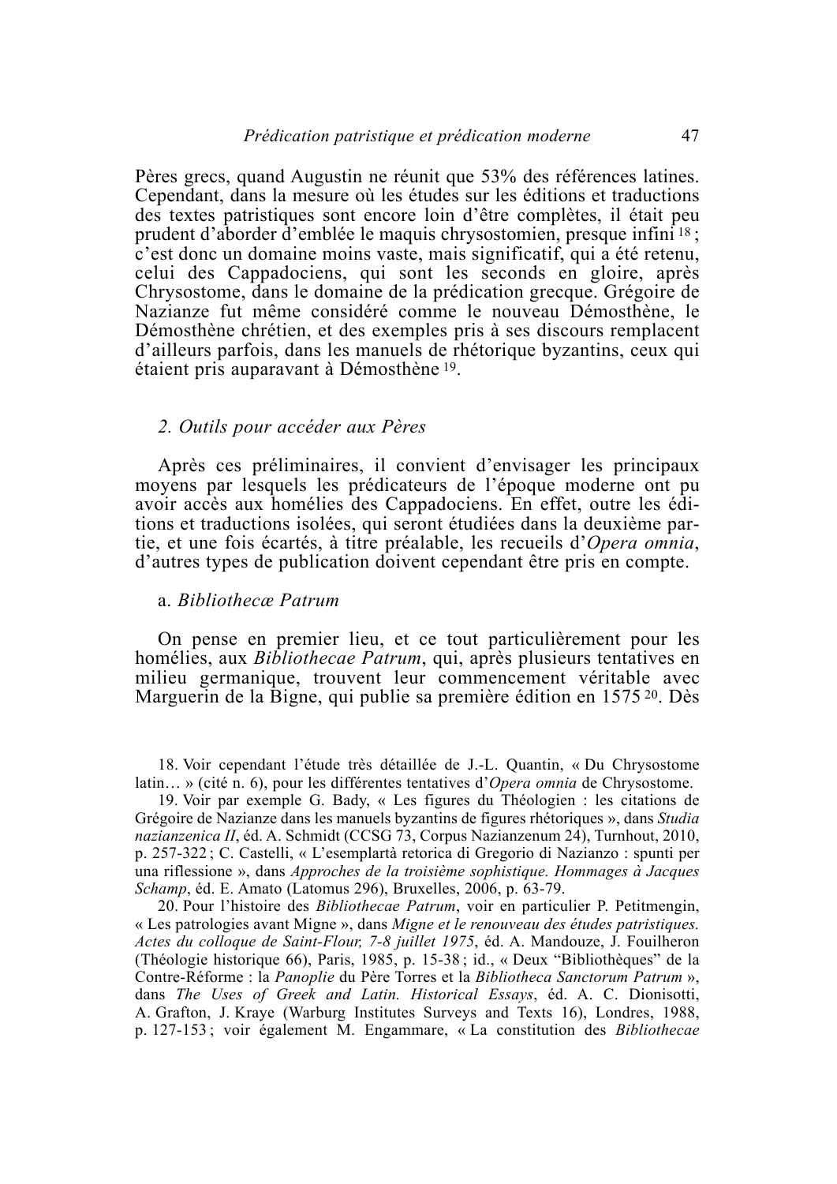Pères grecs, quand Augustin ne réunit que 53% des références latines. Cependant, dans la mesure où les études sur les éditions et traductions des textes patristiques sont encore loin d'être complètes, il était peu prudent d'aborder d'emblée le maquis chrysostomien, presque infini [18] ; c'est donc un domaine moins vaste, mais significatif, qui a été retenu, celui des Cappadociens, qui sont les seconds en gloire, après Chrysostome, dans le domaine de la prédication grecque. Grégoire de Nazianze fut même considéré comme le nouveau Démosthène, le Démosthène chrétien, et des exemples pris à ses discours remplacent d'ailleurs parfois, dans les manuels de rhétorique byzantins, ceux qui étaient pris auparavant à Démosthène [19].

## 2. Outils pour accéder aux Pères

Après ces préliminaires, il convient d'envisager les principaux moyens par lesquels les prédicateurs de l'époque moderne ont pu avoir accès aux homélies des Cappadociens. En effet, outre les éditions et traductions isolées, qui seront étudiées dans la deuxième partie, et une fois écartés, à titre préalable, les recueils d'*Opera omnia*, d'autres types de publication doivent cependant être pris en compte.

### a. *Bibliothecæ Patrum*

On pense en premier lieu, et ce tout particulièrement pour les homélies, aux *Bibliothecae Patrum*, qui, après plusieurs tentatives en milieu germanique, trouvent leur commencement véritable avec Marguerin de la Bigne, qui publie sa première édition en 1575 [20]. Dès

18. Voir cependant l'étude très détaillée de J.-L. Quantin, « Du Chrysostome latin… » (cité n. 6), pour les différentes tentatives d'*Opera omnia* de Chrysostome.

19. Voir par exemple G. Bady, « Les figures du Théologien : les citations de Grégoire de Nazianze dans les manuels byzantins de figures rhétoriques », dans *Studia nazianzenica II*, éd. A. Schmidt (CCSG 73, Corpus Nazianzenum 24), Turnhout, 2010, p. 257-322 ; C. Castelli, « L'esemplartà retorica di Gregorio di Nazianzo : spunti per una riflessione », dans *Approches de la troisième sophistique. Hommages à Jacques Schamp*, éd. E. Amato (Latomus 296), Bruxelles, 2006, p. 63-79.

20. Pour l'histoire des *Bibliothecae Patrum*, voir en particulier P. Petitmengin, « Les patrologies avant Migne », dans *Migne et le renouveau des études patristiques. Actes du colloque de Saint-Flour, 7-8 juillet 1975*, éd. A. Mandouze, J. Fouilheron (Théologie historique 66), Paris, 1985, p. 15-38 ; id., « Deux "Bibliothèques" de la Contre-Réforme : la *Panoplie* du Père Torres et la *Bibliotheca Sanctorum Patrum* », dans *The Uses of Greek and Latin. Historical Essays*, éd. A. C. Dionisotti, A. Grafton, J. Kraye (Warburg Institutes Surveys and Texts 16), Londres, 1988, p. 127-153 ; voir également M. Engammare, « La constitution des *Bibliothecae*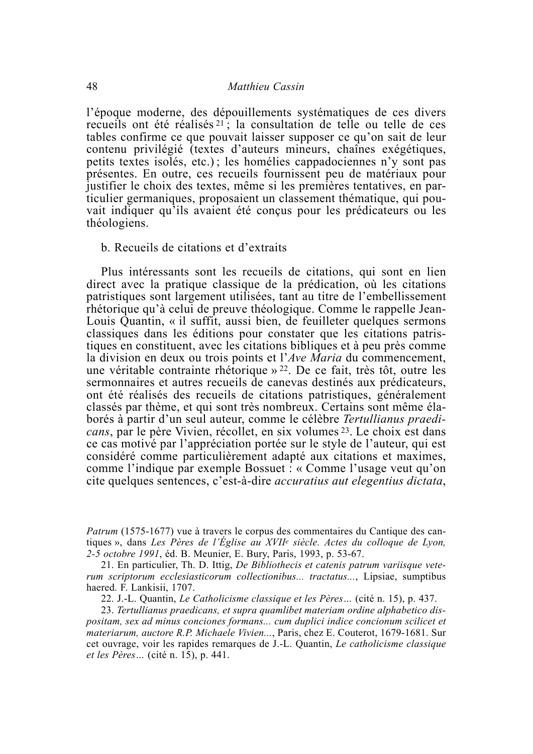l'époque moderne, des dépouillements systématiques de ces divers recueils ont été réalisés [21] ; la consultation de telle ou telle de ces tables confirme ce que pouvait laisser supposer ce qu'on sait de leur contenu privilégié (textes d'auteurs mineurs, chaînes exégétiques, petits textes isolés, etc.) ; les homélies cappadociennes n'y sont pas présentes. En outre, ces recueils fournissent peu de matériaux pour justifier le choix des textes, même si les premières tentatives, en particulier germaniques, proposaient un classement thématique, qui pouvait indiquer qu'ils avaient été conçus pour les prédicateurs ou les théologiens.

b. Recueils de citations et d'extraits

Plus intéressants sont les recueils de citations, qui sont en lien direct avec la pratique classique de la prédication, où les citations patristiques sont largement utilisées, tant au titre de l'embellissement rhétorique qu'à celui de preuve théologique. Comme le rappelle Jean-Louis Quantin, « il suffit, aussi bien, de feuilleter quelques sermons classiques dans les éditions pour constater que les citations patristiques en constituent, avec les citations bibliques et à peu près comme la division en deux ou trois points et l'*Ave Maria* du commencement, une véritable contrainte rhétorique » [22]. De ce fait, très tôt, outre les sermonnaires et autres recueils de canevas destinés aux prédicateurs, ont été réalisés des recueils de citations patristiques, généralement classés par thème, et qui sont très nombreux. Certains sont même élaborés à partir d'un seul auteur, comme le célèbre *Tertullianus praedicans*, par le père Vivien, récollet, en six volumes [23]. Le choix est dans ce cas motivé par l'appréciation portée sur le style de l'auteur, qui est considéré comme particulièrement adapté aux citations et maximes, comme l'indique par exemple Bossuet : « Comme l'usage veut qu'on cite quelques sentences, c'est-à-dire *accuratius aut elegentius dictata*,

---

*Patrum* (1575-1677) vue à travers le corpus des commentaires du Cantique des cantiques », dans *Les Pères de l'Église au XVII*[e] *siècle. Actes du colloque de Lyon, 2-5 octobre 1991*, éd. B. Meunier, E. Bury, Paris, 1993, p. 53-67.

21. En particulier, Th. D. Ittig, *De Bibliothecis et catenis patrum variisque veterum scriptorum ecclesiasticorum collectionibus... tractatus...*, Lipsiae, sumptibus haered. F. Lankisii, 1707.

22. J.-L. Quantin, *Le Catholicisme classique et les Pères…* (cité n. 15), p. 437.

23. *Tertullianus praedicans, et supra quamlibet materiam ordine alphabetico dispositam, sex ad minus conciones formans... cum duplici indice concionum scilicet et materiarum, auctore R.P. Michaele Vivien...*, Paris, chez E. Couterot, 1679-1681. Sur cet ouvrage, voir les rapides remarques de J.-L. Quantin, *Le catholicisme classique et les Pères…* (cité n. 15), p. 441.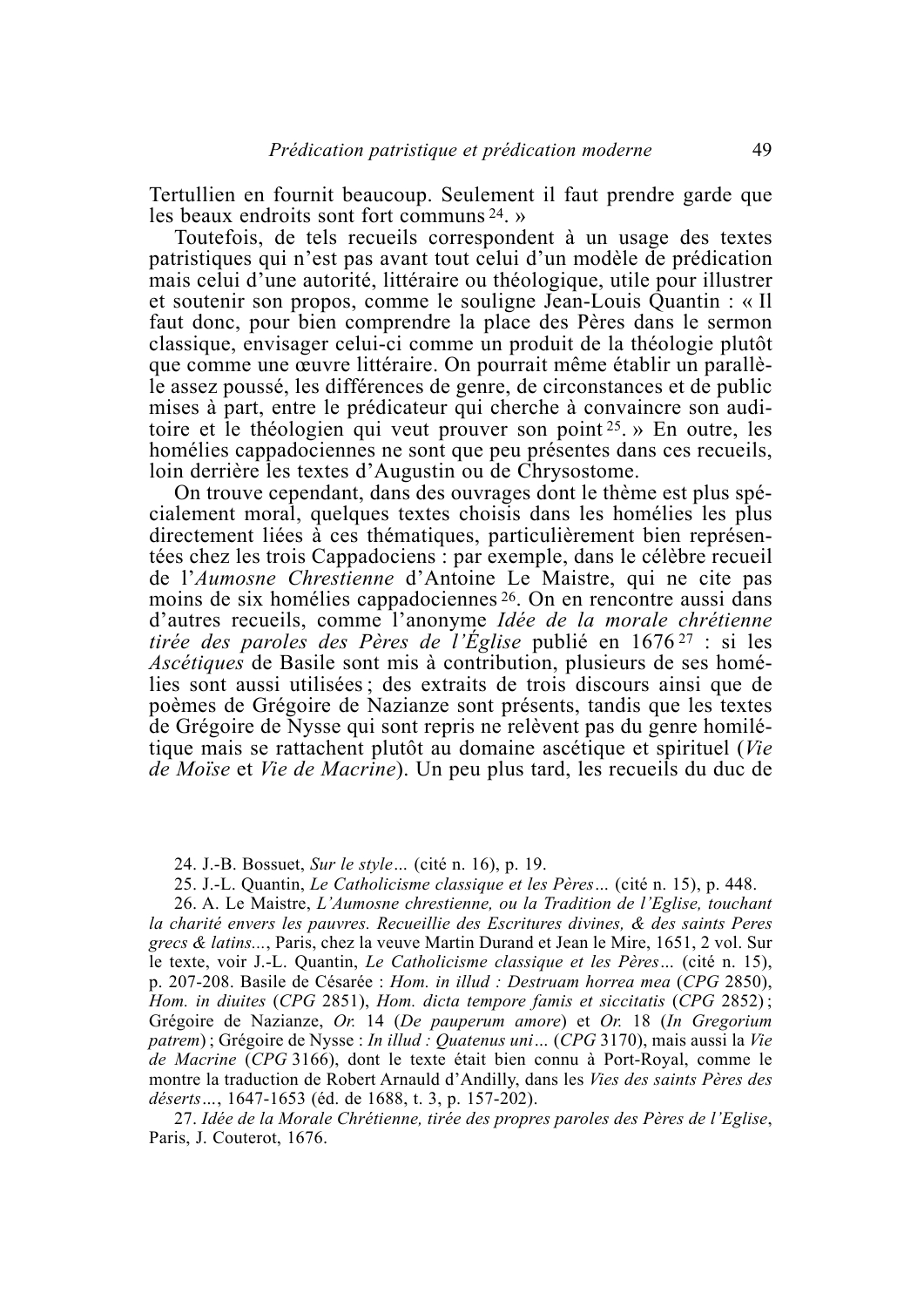Tertullien en fournit beaucoup. Seulement il faut prendre garde que les beaux endroits sont fort communs [24]. »

Toutefois, de tels recueils correspondent à un usage des textes patristiques qui n'est pas avant tout celui d'un modèle de prédication mais celui d'une autorité, littéraire ou théologique, utile pour illustrer et soutenir son propos, comme le souligne Jean-Louis Quantin : « Il faut donc, pour bien comprendre la place des Pères dans le sermon classique, envisager celui-ci comme un produit de la théologie plutôt que comme une œuvre littéraire. On pourrait même établir un parallèle assez poussé, les différences de genre, de circonstances et de public mises à part, entre le prédicateur qui cherche à convaincre son auditoire et le théologien qui veut prouver son point [25]. » En outre, les homélies cappadociennes ne sont que peu présentes dans ces recueils, loin derrière les textes d'Augustin ou de Chrysostome.

On trouve cependant, dans des ouvrages dont le thème est plus spécialement moral, quelques textes choisis dans les homélies les plus directement liées à ces thématiques, particulièrement bien représentées chez les trois Cappadociens : par exemple, dans le célèbre recueil de l'*Aumosne Chrestienne* d'Antoine Le Maistre, qui ne cite pas moins de six homélies cappadociennes [26]. On en rencontre aussi dans d'autres recueils, comme l'anonyme *Idée de la morale chrétienne tirée des paroles des Pères de l'Église* publié en 1676 [27] : si les *Ascétiques* de Basile sont mis à contribution, plusieurs de ses homélies sont aussi utilisées ; des extraits de trois discours ainsi que de poèmes de Grégoire de Nazianze sont présents, tandis que les textes de Grégoire de Nysse qui sont repris ne relèvent pas du genre homilétique mais se rattachent plutôt au domaine ascétique et spirituel (*Vie de Moïse* et *Vie de Macrine*). Un peu plus tard, les recueils du duc de

24. J.-B. Bossuet, *Sur le style…* (cité n. 16), p. 19.

25. J.-L. Quantin, *Le Catholicisme classique et les Pères…* (cité n. 15), p. 448.

26. A. Le Maistre, *L'Aumosne chrestienne, ou la Tradition de l'Eglise, touchant la charité envers les pauvres. Recueillie des Escritures divines, & des saints Peres grecs & latins...*, Paris, chez la veuve Martin Durand et Jean le Mire, 1651, 2 vol. Sur le texte, voir J.-L. Quantin, *Le Catholicisme classique et les Pères…* (cité n. 15), p. 207-208. Basile de Césarée : *Hom. in illud : Destruam horrea mea* (*CPG* 2850), *Hom. in diuites* (*CPG* 2851), *Hom. dicta tempore famis et siccitatis* (*CPG* 2852) ; Grégoire de Nazianze, *Or.* 14 (*De pauperum amore*) et *Or.* 18 (*In Gregorium patrem*) ; Grégoire de Nysse : *In illud : Quatenus uni…* (*CPG* 3170), mais aussi la *Vie de Macrine* (*CPG* 3166), dont le texte était bien connu à Port-Royal, comme le montre la traduction de Robert Arnauld d'Andilly, dans les *Vies des saints Pères des déserts…*, 1647-1653 (éd. de 1688, t. 3, p. 157-202).

27. *Idée de la Morale Chrétienne, tirée des propres paroles des Pères de l'Eglise*, Paris, J. Couterot, 1676.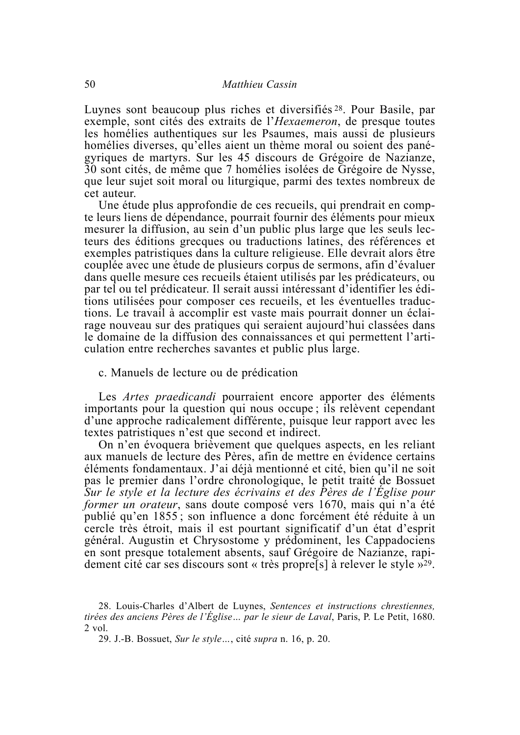Luynes sont beaucoup plus riches et diversifiés [28]. Pour Basile, par exemple, sont cités des extraits de l'*Hexaemeron*, de presque toutes les homélies authentiques sur les Psaumes, mais aussi de plusieurs homélies diverses, qu'elles aient un thème moral ou soient des panégyriques de martyrs. Sur les 45 discours de Grégoire de Nazianze, 30 sont cités, de même que 7 homélies isolées de Grégoire de Nysse, que leur sujet soit moral ou liturgique, parmi des textes nombreux de cet auteur.

Une étude plus approfondie de ces recueils, qui prendrait en compte leurs liens de dépendance, pourrait fournir des éléments pour mieux mesurer la diffusion, au sein d'un public plus large que les seuls lecteurs des éditions grecques ou traductions latines, des références et exemples patristiques dans la culture religieuse. Elle devrait alors être couplée avec une étude de plusieurs corpus de sermons, afin d'évaluer dans quelle mesure ces recueils étaient utilisés par les prédicateurs, ou par tel ou tel prédicateur. Il serait aussi intéressant d'identifier les éditions utilisées pour composer ces recueils, et les éventuelles traductions. Le travail à accomplir est vaste mais pourrait donner un éclairage nouveau sur des pratiques qui seraient aujourd'hui classées dans le domaine de la diffusion des connaissances et qui permettent l'articulation entre recherches savantes et public plus large.

### c. Manuels de lecture ou de prédication

Les *Artes praedicandi* pourraient encore apporter des éléments importants pour la question qui nous occupe ; ils relèvent cependant d'une approche radicalement différente, puisque leur rapport avec les textes patristiques n'est que second et indirect.

On n'en évoquera brièvement que quelques aspects, en les reliant aux manuels de lecture des Pères, afin de mettre en évidence certains éléments fondamentaux. J'ai déjà mentionné et cité, bien qu'il ne soit pas le premier dans l'ordre chronologique, le petit traité de Bossuet *Sur le style et la lecture des écrivains et des Pères de l'Église pour former un orateur*, sans doute composé vers 1670, mais qui n'a été publié qu'en 1855 ; son influence a donc forcément été réduite à un cercle très étroit, mais il est pourtant significatif d'un état d'esprit général. Augustin et Chrysostome y prédominent, les Cappadociens en sont presque totalement absents, sauf Grégoire de Nazianze, rapidement cité car ses discours sont « très propre[s] à relever le style »[29].

---

28. Louis-Charles d'Albert de Luynes, *Sentences et instructions chrestiennes, tirées des anciens Pères de l'Église… par le sieur de Laval*, Paris, P. Le Petit, 1680. 2 vol.

29. J.-B. Bossuet, *Sur le style…*, cité *supra* n. 16, p. 20.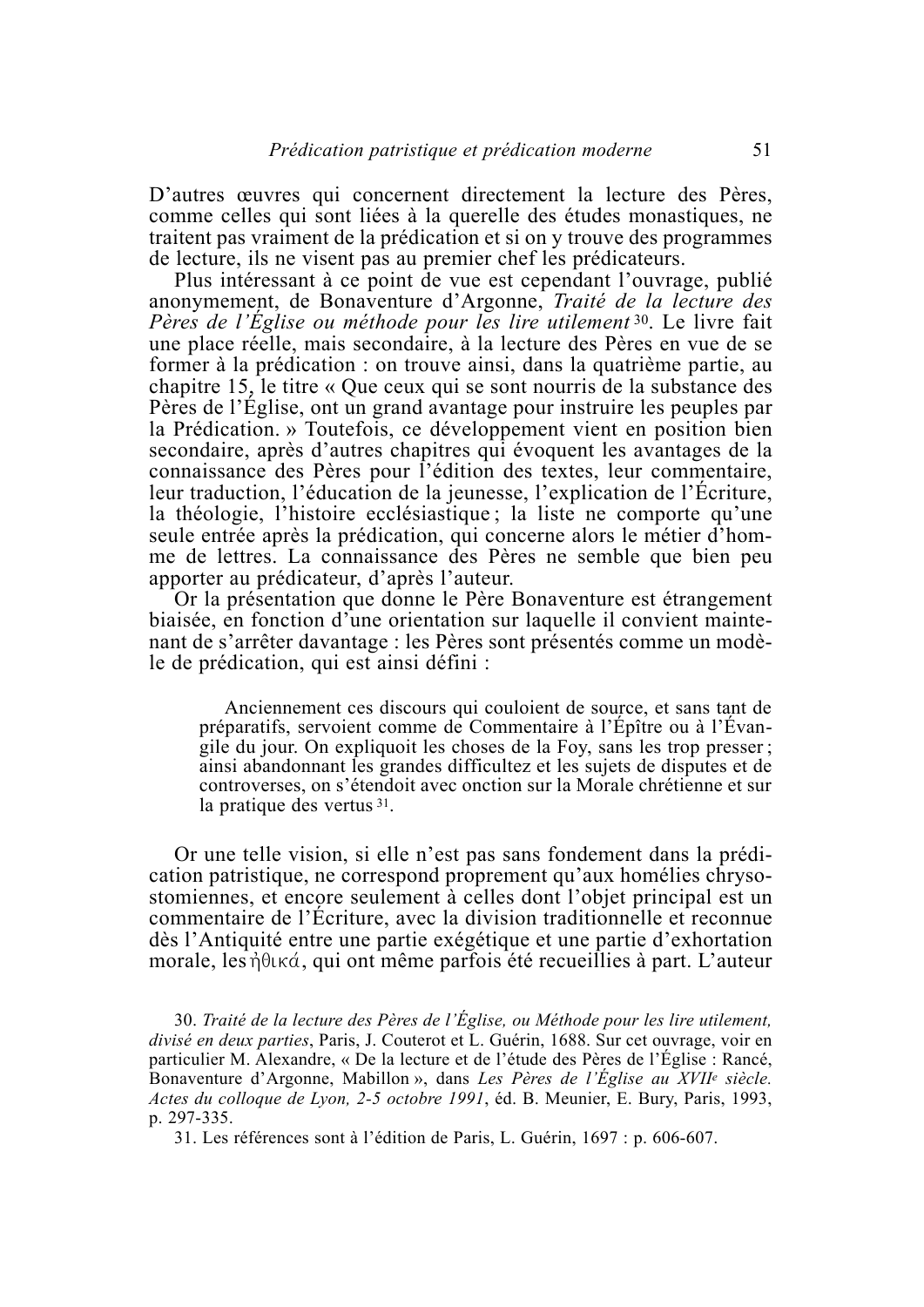D'autres œuvres qui concernent directement la lecture des Pères, comme celles qui sont liées à la querelle des études monastiques, ne traitent pas vraiment de la prédication et si on y trouve des programmes de lecture, ils ne visent pas au premier chef les prédicateurs.

Plus intéressant à ce point de vue est cependant l'ouvrage, publié anonymement, de Bonaventure d'Argonne, *Traité de la lecture des Pères de l'Église ou méthode pour les lire utilement* [30]. Le livre fait une place réelle, mais secondaire, à la lecture des Pères en vue de se former à la prédication : on trouve ainsi, dans la quatrième partie, au chapitre 15, le titre « Que ceux qui se sont nourris de la substance des Pères de l'Église, ont un grand avantage pour instruire les peuples par la Prédication. » Toutefois, ce développement vient en position bien secondaire, après d'autres chapitres qui évoquent les avantages de la connaissance des Pères pour l'édition des textes, leur commentaire, leur traduction, l'éducation de la jeunesse, l'explication de l'Écriture, la théologie, l'histoire ecclésiastique ; la liste ne comporte qu'une seule entrée après la prédication, qui concerne alors le métier d'homme de lettres. La connaissance des Pères ne semble que bien peu apporter au prédicateur, d'après l'auteur.

Or la présentation que donne le Père Bonaventure est étrangement biaisée, en fonction d'une orientation sur laquelle il convient maintenant de s'arrêter davantage : les Pères sont présentés comme un modèle de prédication, qui est ainsi défini :

> Anciennement ces discours qui couloient de source, et sans tant de préparatifs, servoient comme de Commentaire à l'Épître ou à l'Évangile du jour. On expliquoit les choses de la Foy, sans les trop presser ; ainsi abandonnant les grandes difficultez et les sujets de disputes et de controverses, on s'étendoit avec onction sur la Morale chrétienne et sur la pratique des vertus [31].

Or une telle vision, si elle n'est pas sans fondement dans la prédication patristique, ne correspond proprement qu'aux homélies chrysostomiennes, et encore seulement à celles dont l'objet principal est un commentaire de l'Écriture, avec la division traditionnelle et reconnue dès l'Antiquité entre une partie exégétique et une partie d'exhortation morale, les ἠθικά, qui ont même parfois été recueillies à part. L'auteur

30. *Traité de la lecture des Pères de l'Église, ou Méthode pour les lire utilement, divisé en deux parties*, Paris, J. Couterot et L. Guérin, 1688. Sur cet ouvrage, voir en particulier M. Alexandre, « De la lecture et de l'étude des Pères de l'Église : Rancé, Bonaventure d'Argonne, Mabillon », dans *Les Pères de l'Église au XVII*[e] *siècle. Actes du colloque de Lyon, 2-5 octobre 1991*, éd. B. Meunier, E. Bury, Paris, 1993, p. 297-335.

31. Les références sont à l'édition de Paris, L. Guérin, 1697 : p. 606-607.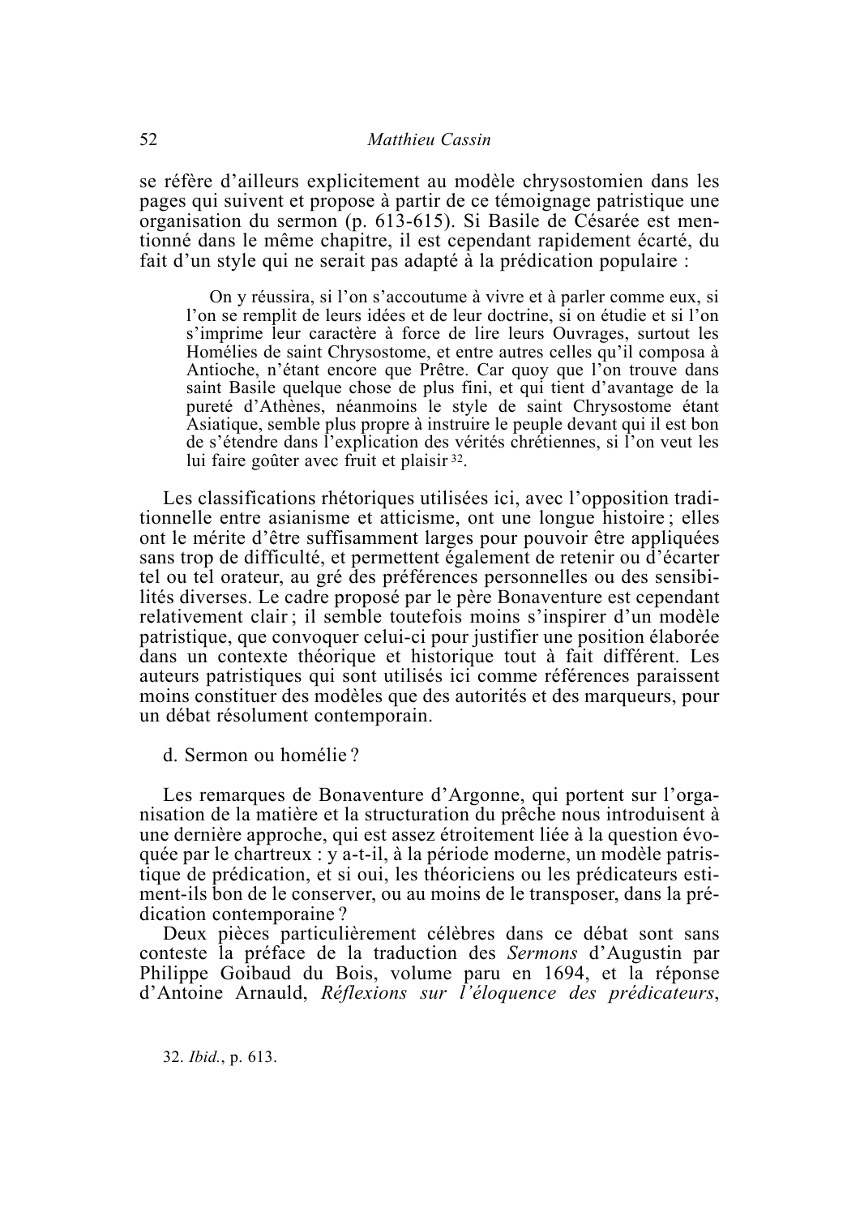se réfère d'ailleurs explicitement au modèle chrysostomien dans les pages qui suivent et propose à partir de ce témoignage patristique une organisation du sermon (p. 613-615). Si Basile de Césarée est mentionné dans le même chapitre, il est cependant rapidement écarté, du fait d'un style qui ne serait pas adapté à la prédication populaire :

> On y réussira, si l'on s'accoutume à vivre et à parler comme eux, si l'on se remplit de leurs idées et de leur doctrine, si on étudie et si l'on s'imprime leur caractère à force de lire leurs Ouvrages, surtout les Homélies de saint Chrysostome, et entre autres celles qu'il composa à Antioche, n'étant encore que Prêtre. Car quoy que l'on trouve dans saint Basile quelque chose de plus fini, et qui tient d'avantage de la pureté d'Athènes, néanmoins le style de saint Chrysostome étant Asiatique, semble plus propre à instruire le peuple devant qui il est bon de s'étendre dans l'explication des vérités chrétiennes, si l'on veut les lui faire goûter avec fruit et plaisir [32].

Les classifications rhétoriques utilisées ici, avec l'opposition traditionnelle entre asianisme et atticisme, ont une longue histoire ; elles ont le mérite d'être suffisamment larges pour pouvoir être appliquées sans trop de difficulté, et permettent également de retenir ou d'écarter tel ou tel orateur, au gré des préférences personnelles ou des sensibilités diverses. Le cadre proposé par le père Bonaventure est cependant relativement clair ; il semble toutefois moins s'inspirer d'un modèle patristique, que convoquer celui-ci pour justifier une position élaborée dans un contexte théorique et historique tout à fait différent. Les auteurs patristiques qui sont utilisés ici comme références paraissent moins constituer des modèles que des autorités et des marqueurs, pour un débat résolument contemporain.

d. Sermon ou homélie ?

Les remarques de Bonaventure d'Argonne, qui portent sur l'organisation de la matière et la structuration du prêche nous introduisent à une dernière approche, qui est assez étroitement liée à la question évoquée par le chartreux : y a-t-il, à la période moderne, un modèle patristique de prédication, et si oui, les théoriciens ou les prédicateurs estiment-ils bon de le conserver, ou au moins de le transposer, dans la prédication contemporaine ?

Deux pièces particulièrement célèbres dans ce débat sont sans conteste la préface de la traduction des *Sermons* d'Augustin par Philippe Goibaud du Bois, volume paru en 1694, et la réponse d'Antoine Arnauld, *Réflexions sur l'éloquence des prédicateurs*,

32. *Ibid.*, p. 613.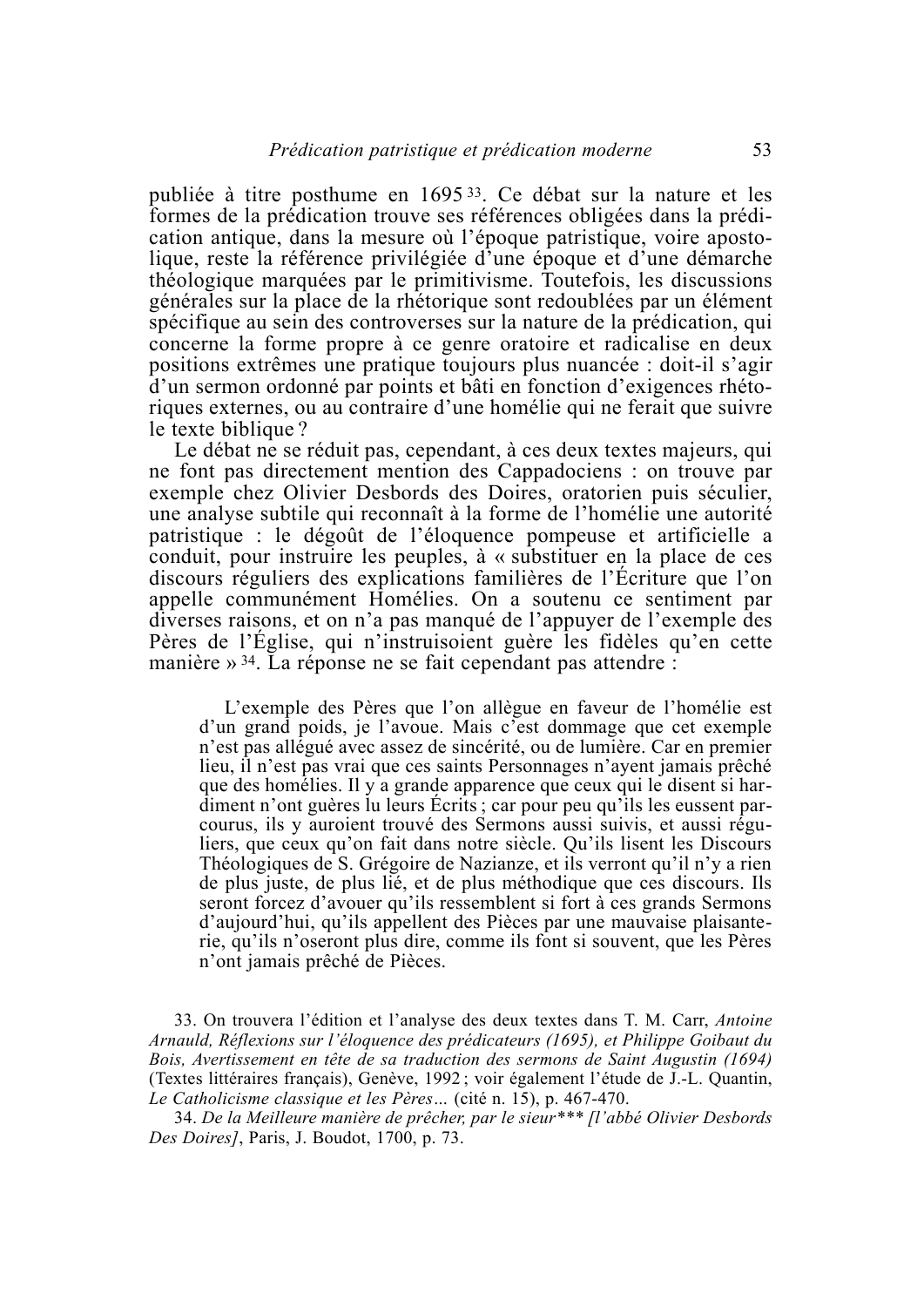publiée à titre posthume en 1695 [33]. Ce débat sur la nature et les formes de la prédication trouve ses références obligées dans la prédication antique, dans la mesure où l'époque patristique, voire apostolique, reste la référence privilégiée d'une époque et d'une démarche théologique marquées par le primitivisme. Toutefois, les discussions générales sur la place de la rhétorique sont redoublées par un élément spécifique au sein des controverses sur la nature de la prédication, qui concerne la forme propre à ce genre oratoire et radicalise en deux positions extrêmes une pratique toujours plus nuancée : doit-il s'agir d'un sermon ordonné par points et bâti en fonction d'exigences rhétoriques externes, ou au contraire d'une homélie qui ne ferait que suivre le texte biblique ?

Le débat ne se réduit pas, cependant, à ces deux textes majeurs, qui ne font pas directement mention des Cappadociens : on trouve par exemple chez Olivier Desbords des Doires, oratorien puis séculier, une analyse subtile qui reconnaît à la forme de l'homélie une autorité patristique : le dégoût de l'éloquence pompeuse et artificielle a conduit, pour instruire les peuples, à « substituer en la place de ces discours réguliers des explications familières de l'Écriture que l'on appelle communément Homélies. On a soutenu ce sentiment par diverses raisons, et on n'a pas manqué de l'appuyer de l'exemple des Pères de l'Église, qui n'instruisoient guère les fidèles qu'en cette manière » [34]. La réponse ne se fait cependant pas attendre :

> L'exemple des Pères que l'on allègue en faveur de l'homélie est d'un grand poids, je l'avoue. Mais c'est dommage que cet exemple n'est pas allégué avec assez de sincérité, ou de lumière. Car en premier lieu, il n'est pas vrai que ces saints Personnages n'ayent jamais prêché que des homélies. Il y a grande apparence que ceux qui le disent si hardiment n'ont guères lu leurs Écrits ; car pour peu qu'ils les eussent parcourus, ils y auroient trouvé des Sermons aussi suivis, et aussi réguliers, que ceux qu'on fait dans notre siècle. Qu'ils lisent les Discours Théologiques de S. Grégoire de Nazianze, et ils verront qu'il n'y a rien de plus juste, de plus lié, et de plus méthodique que ces discours. Ils seront forcez d'avouer qu'ils ressemblent si fort à ces grands Sermons d'aujourd'hui, qu'ils appellent des Pièces par une mauvaise plaisanterie, qu'ils n'oseront plus dire, comme ils font si souvent, que les Pères n'ont jamais prêché de Pièces.

33. On trouvera l'édition et l'analyse des deux textes dans T. M. Carr, *Antoine Arnauld, Réflexions sur l'éloquence des prédicateurs (1695), et Philippe Goibaut du Bois, Avertissement en tête de sa traduction des sermons de Saint Augustin (1694)* (Textes littéraires français), Genève, 1992 ; voir également l'étude de J.-L. Quantin, *Le Catholicisme classique et les Pères…* (cité n. 15), p. 467-470.

34. *De la Meilleure manière de prêcher, par le sieur*** [l'abbé Olivier Desbords Des Doires]*, Paris, J. Boudot, 1700, p. 73.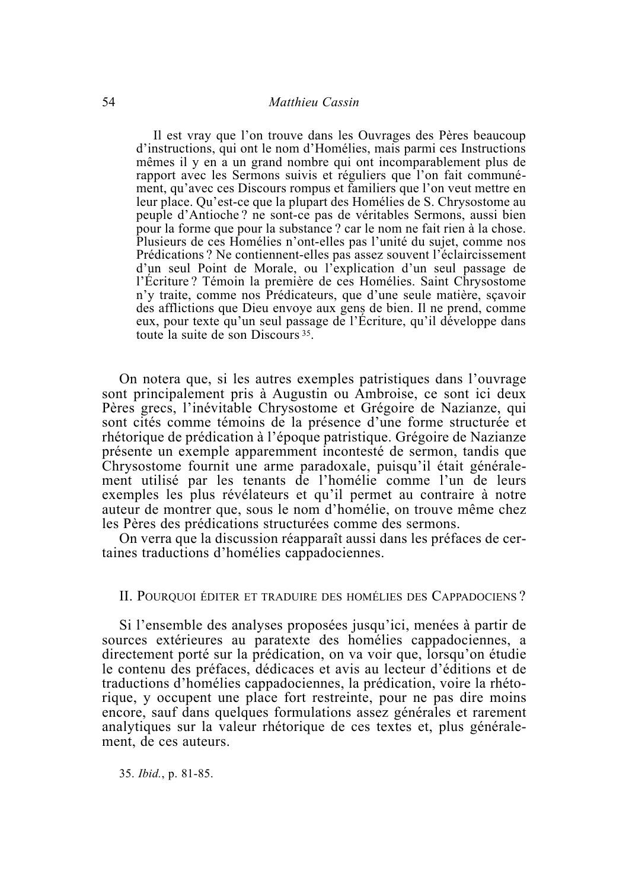> Il est vray que l'on trouve dans les Ouvrages des Pères beaucoup d'instructions, qui ont le nom d'Homélies, mais parmi ces Instructions mêmes il y en a un grand nombre qui ont incomparablement plus de rapport avec les Sermons suivis et réguliers que l'on fait communément, qu'avec ces Discours rompus et familiers que l'on veut mettre en leur place. Qu'est-ce que la plupart des Homélies de S. Chrysostome au peuple d'Antioche ? ne sont-ce pas de véritables Sermons, aussi bien pour la forme que pour la substance ? car le nom ne fait rien à la chose. Plusieurs de ces Homélies n'ont-elles pas l'unité du sujet, comme nos Prédications ? Ne contiennent-elles pas assez souvent l'éclaircissement d'un seul Point de Morale, ou l'explication d'un seul passage de l'Écriture ? Témoin la première de ces Homélies. Saint Chrysostome n'y traite, comme nos Prédicateurs, que d'une seule matière, sçavoir des afflictions que Dieu envoye aux gens de bien. Il ne prend, comme eux, pour texte qu'un seul passage de l'Écriture, qu'il développe dans toute la suite de son Discours [35].

On notera que, si les autres exemples patristiques dans l'ouvrage sont principalement pris à Augustin ou Ambroise, ce sont ici deux Pères grecs, l'inévitable Chrysostome et Grégoire de Nazianze, qui sont cités comme témoins de la présence d'une forme structurée et rhétorique de prédication à l'époque patristique. Grégoire de Nazianze présente un exemple apparemment incontesté de sermon, tandis que Chrysostome fournit une arme paradoxale, puisqu'il était généralement utilisé par les tenants de l'homélie comme l'un de leurs exemples les plus révélateurs et qu'il permet au contraire à notre auteur de montrer que, sous le nom d'homélie, on trouve même chez les Pères des prédications structurées comme des sermons.

On verra que la discussion réapparaît aussi dans les préfaces de certaines traductions d'homélies cappadociennes.

## II. Pourquoi éditer et traduire des homélies des Cappadociens ?

Si l'ensemble des analyses proposées jusqu'ici, menées à partir de sources extérieures au paratexte des homélies cappadociennes, a directement porté sur la prédication, on va voir que, lorsqu'on étudie le contenu des préfaces, dédicaces et avis au lecteur d'éditions et de traductions d'homélies cappadociennes, la prédication, voire la rhétorique, y occupent une place fort restreinte, pour ne pas dire moins encore, sauf dans quelques formulations assez générales et rarement analytiques sur la valeur rhétorique de ces textes et, plus généralement, de ces auteurs.

35. *Ibid.*, p. 81-85.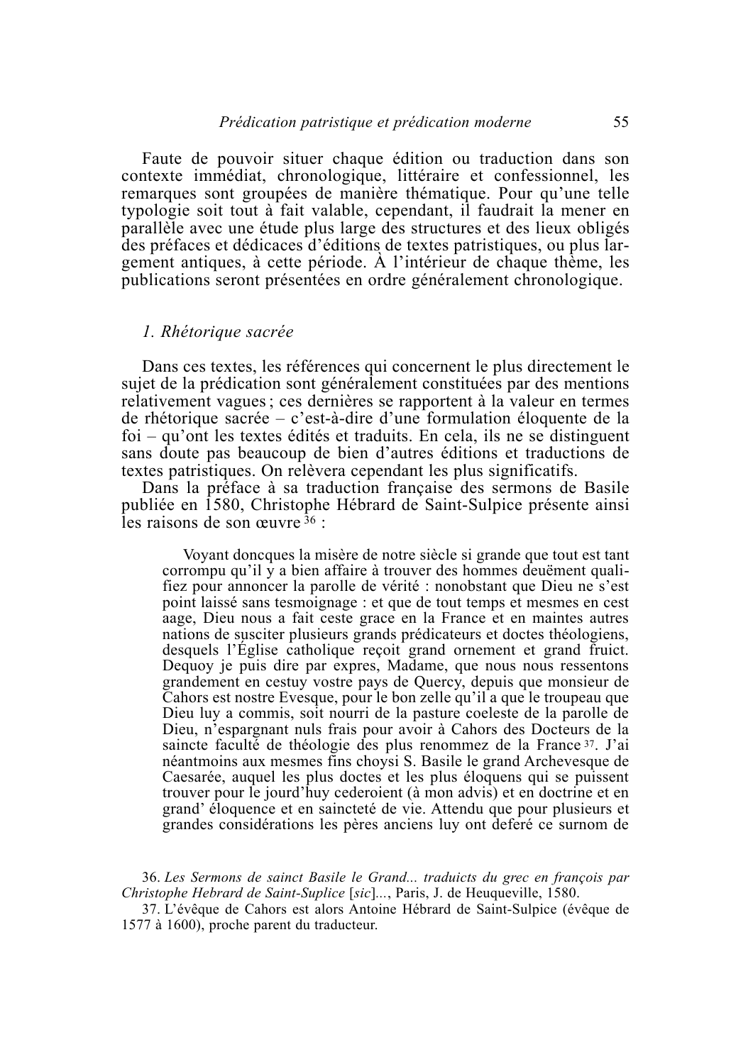Faute de pouvoir situer chaque édition ou traduction dans son contexte immédiat, chronologique, littéraire et confessionnel, les remarques sont groupées de manière thématique. Pour qu'une telle typologie soit tout à fait valable, cependant, il faudrait la mener en parallèle avec une étude plus large des structures et des lieux obligés des préfaces et dédicaces d'éditions de textes patristiques, ou plus largement antiques, à cette période. À l'intérieur de chaque thème, les publications seront présentées en ordre généralement chronologique.

## *1. Rhétorique sacrée*

Dans ces textes, les références qui concernent le plus directement le sujet de la prédication sont généralement constituées par des mentions relativement vagues ; ces dernières se rapportent à la valeur en termes de rhétorique sacrée – c'est-à-dire d'une formulation éloquente de la foi – qu'ont les textes édités et traduits. En cela, ils ne se distinguent sans doute pas beaucoup de bien d'autres éditions et traductions de textes patristiques. On relèvera cependant les plus significatifs.

Dans la préface à sa traduction française des sermons de Basile publiée en 1580, Christophe Hébrard de Saint-Sulpice présente ainsi les raisons de son œuvre [36] :

> Voyant doncques la misère de notre siècle si grande que tout est tant corrompu qu'il y a bien affaire à trouver des hommes deuëment qualifiez pour annoncer la parolle de vérité : nonobstant que Dieu ne s'est point laissé sans tesmoignage : et que de tout temps et mesmes en cest aage, Dieu nous a fait ceste grace en la France et en maintes autres nations de susciter plusieurs grands prédicateurs et doctes théologiens, desquels l'Église catholique reçoit grand ornement et grand fruict. Dequoy je puis dire par expres, Madame, que nous nous ressentons grandement en cestuy vostre pays de Quercy, depuis que monsieur de Cahors est nostre Evesque, pour le bon zelle qu'il a que le troupeau que Dieu luy a commis, soit nourri de la pasture coeleste de la parolle de Dieu, n'espargnant nuls frais pour avoir à Cahors des Docteurs de la saincte faculté de théologie des plus renommez de la France [37]. J'ai néantmoins aux mesmes fins choysi S. Basile le grand Archevesque de Caesarée, auquel les plus doctes et les plus éloquens qui se puissent trouver pour le jourd'huy cederoient (à mon advis) et en doctrine et en grand' éloquence et en saincteté de vie. Attendu que pour plusieurs et grandes considérations les pères anciens luy ont deferé ce surnom de

---

36. *Les Sermons de sainct Basile le Grand... traduicts du grec en françois par Christophe Hebrard de Saint-Suplice* [*sic*]..., Paris, J. de Heuqueville, 1580.

37. L'évêque de Cahors est alors Antoine Hébrard de Saint-Sulpice (évêque de 1577 à 1600), proche parent du traducteur.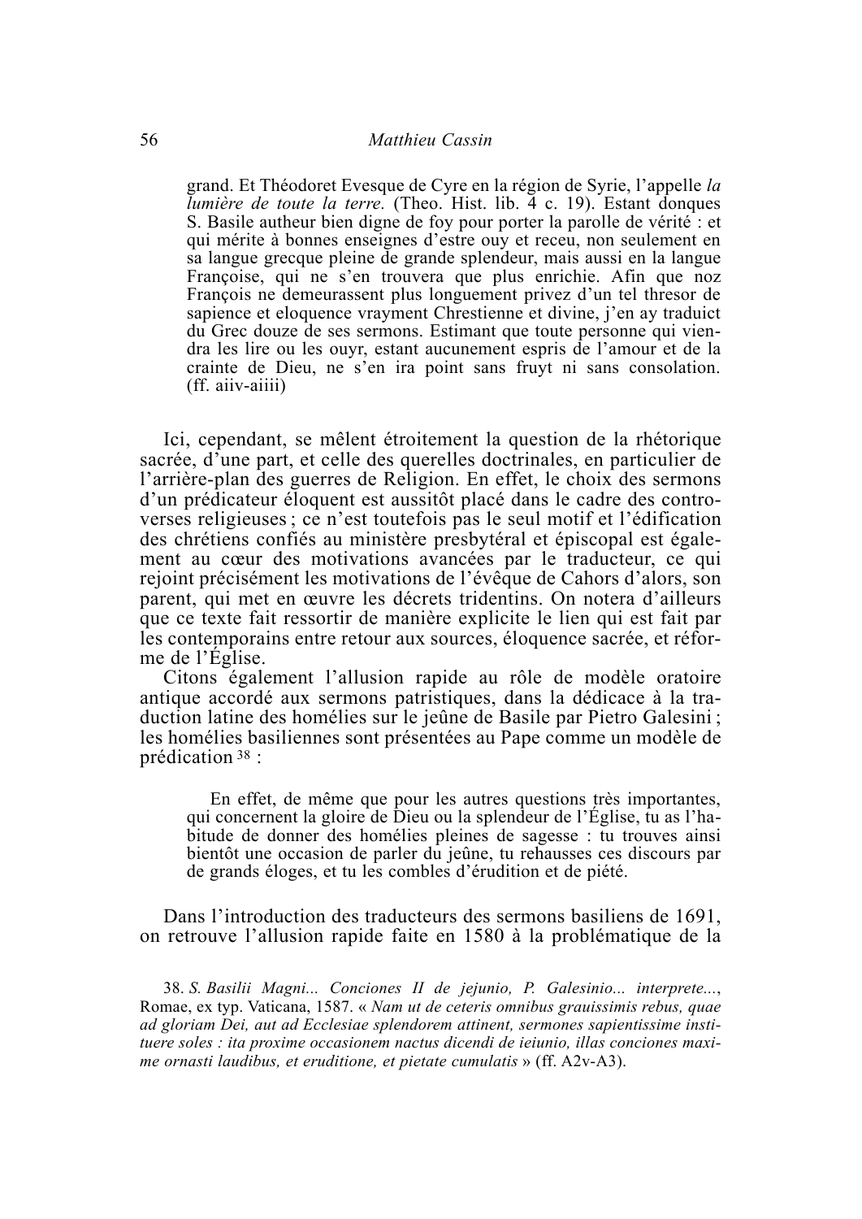> grand. Et Théodoret Evesque de Cyre en la région de Syrie, l'appelle *la lumière de toute la terre.* (Theo. Hist. lib. 4 c. 19). Estant donques S. Basile autheur bien digne de foy pour porter la parolle de vérité : et qui mérite à bonnes enseignes d'estre ouy et receu, non seulement en sa langue grecque pleine de grande splendeur, mais aussi en la langue Françoise, qui ne s'en trouvera que plus enrichie. Afin que noz François ne demeurassent plus longuement privez d'un tel thresor de sapience et eloquence vrayment Chrestienne et divine, j'en ay traduict du Grec douze de ses sermons. Estimant que toute personne qui viendra les lire ou les ouyr, estant aucunement espris de l'amour et de la crainte de Dieu, ne s'en ira point sans fruyt ni sans consolation. (ff. aiiv-aiiii)

Ici, cependant, se mêlent étroitement la question de la rhétorique sacrée, d'une part, et celle des querelles doctrinales, en particulier de l'arrière-plan des guerres de Religion. En effet, le choix des sermons d'un prédicateur éloquent est aussitôt placé dans le cadre des controverses religieuses ; ce n'est toutefois pas le seul motif et l'édification des chrétiens confiés au ministère presbytéral et épiscopal est également au cœur des motivations avancées par le traducteur, ce qui rejoint précisément les motivations de l'évêque de Cahors d'alors, son parent, qui met en œuvre les décrets tridentins. On notera d'ailleurs que ce texte fait ressortir de manière explicite le lien qui est fait par les contemporains entre retour aux sources, éloquence sacrée, et réforme de l'Église.

Citons également l'allusion rapide au rôle de modèle oratoire antique accordé aux sermons patristiques, dans la dédicace à la traduction latine des homélies sur le jeûne de Basile par Pietro Galesini ; les homélies basiliennes sont présentées au Pape comme un modèle de prédication [38] :

> En effet, de même que pour les autres questions très importantes, qui concernent la gloire de Dieu ou la splendeur de l'Église, tu as l'habitude de donner des homélies pleines de sagesse : tu trouves ainsi bientôt une occasion de parler du jeûne, tu rehausses ces discours par de grands éloges, et tu les combles d'érudition et de piété.

Dans l'introduction des traducteurs des sermons basiliens de 1691, on retrouve l'allusion rapide faite en 1580 à la problématique de la

---

38. *S. Basilii Magni... Conciones II de jejunio, P. Galesinio... interprete...*, Romae, ex typ. Vaticana, 1587. « *Nam ut de ceteris omnibus grauissimis rebus, quae ad gloriam Dei, aut ad Ecclesiae splendorem attinent, sermones sapientissime instituere soles : ita proxime occasionem nactus dicendi de ieiunio, illas conciones maxime ornasti laudibus, et eruditione, et pietate cumulatis* » (ff. A2v-A3).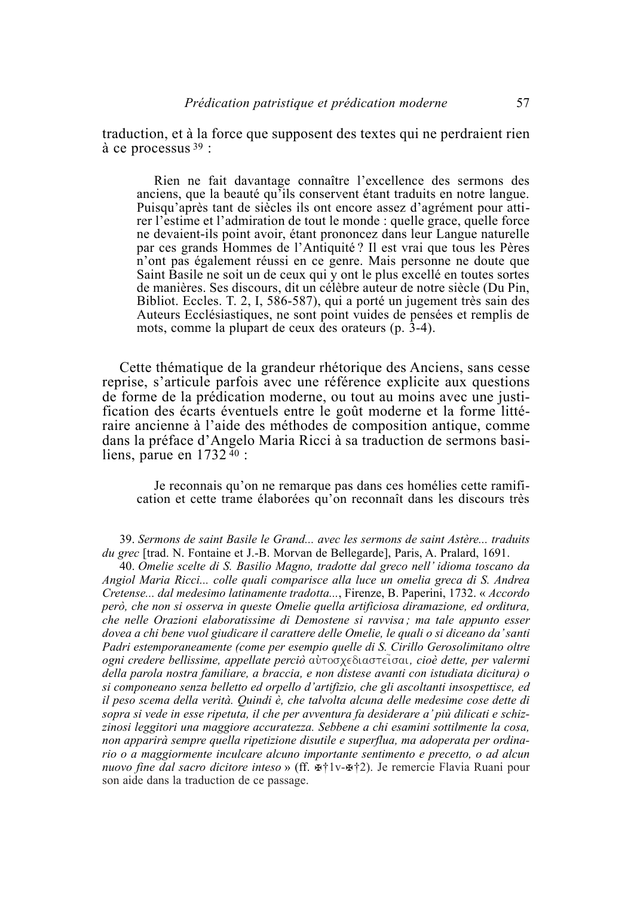traduction, et à la force que supposent des textes qui ne perdraient rien à ce processus [39] :

> Rien ne fait davantage connaître l'excellence des sermons des anciens, que la beauté qu'ils conservent étant traduits en notre langue. Puisqu'après tant de siècles ils ont encore assez d'agrément pour attirer l'estime et l'admiration de tout le monde : quelle grace, quelle force ne devaient-ils point avoir, étant prononcez dans leur Langue naturelle par ces grands Hommes de l'Antiquité ? Il est vrai que tous les Pères n'ont pas également réussi en ce genre. Mais personne ne doute que Saint Basile ne soit un de ceux qui y ont le plus excellé en toutes sortes de manières. Ses discours, dit un célèbre auteur de notre siècle (Du Pin, Bibliot. Eccles. T. 2, I, 586-587), qui a porté un jugement très sain des Auteurs Ecclésiastiques, ne sont point vuides de pensées et remplis de mots, comme la plupart de ceux des orateurs (p. 3-4).

Cette thématique de la grandeur rhétorique des Anciens, sans cesse reprise, s'articule parfois avec une référence explicite aux questions de forme de la prédication moderne, ou tout au moins avec une justification des écarts éventuels entre le goût moderne et la forme littéraire ancienne à l'aide des méthodes de composition antique, comme dans la préface d'Angelo Maria Ricci à sa traduction de sermons basiliens, parue en 1732 [40] :

> Je reconnais qu'on ne remarque pas dans ces homélies cette ramification et cette trame élaborées qu'on reconnaît dans les discours très

39. *Sermons de saint Basile le Grand... avec les sermons de saint Astère... traduits du grec* [trad. N. Fontaine et J.-B. Morvan de Bellegarde], Paris, A. Pralard, 1691.

40. *Omelie scelte di S. Basilio Magno, tradotte dal greco nell' idioma toscano da Angiol Maria Ricci... colle quali comparisce alla luce un omelia greca di S. Andrea Cretense... dal medesimo latinamente tradotta...*, Firenze, B. Paperini, 1732. « *Accordo però, che non si osserva in queste Omelie quella artificiosa diramazione, ed orditura, che nelle Orazioni elaboratissime di Demostene si ravvisa ; ma tale appunto esser dovea a chi bene vuol giudicare il carattere delle Omelie, le quali o si diceano da' santi Padri estemporaneamente (come per esempio quelle di S. Cirillo Gerosolimitano oltre ogni credere bellissime, appellate perciò* αὐτοσχεδιαστεῖσαι, *cioè dette, per valermi della parola nostra familiare, a braccia, e non distese avanti con istudiata dicitura) o si componeano senza belletto ed orpello d'artifizio, che gli ascoltanti insospettisce, ed il peso scema della verità. Quindi è, che talvolta alcuna delle medesime cose dette di sopra si vede in esse ripetuta, il che per avventura fa desiderare a' più dilicati e schizzinosi leggitori una maggiore accuratezza. Sebbene a chi esamini sottilmente la cosa, non apparirà sempre quella ripetizione disutile e superflua, ma adoperata per ordinario o a maggiormente inculcare alcuno importante sentimento e precetto, o ad alcun nuovo fine dal sacro dicitore inteso* » (ff. ✠†1v-✠†2). Je remercie Flavia Ruani pour son aide dans la traduction de ce passage.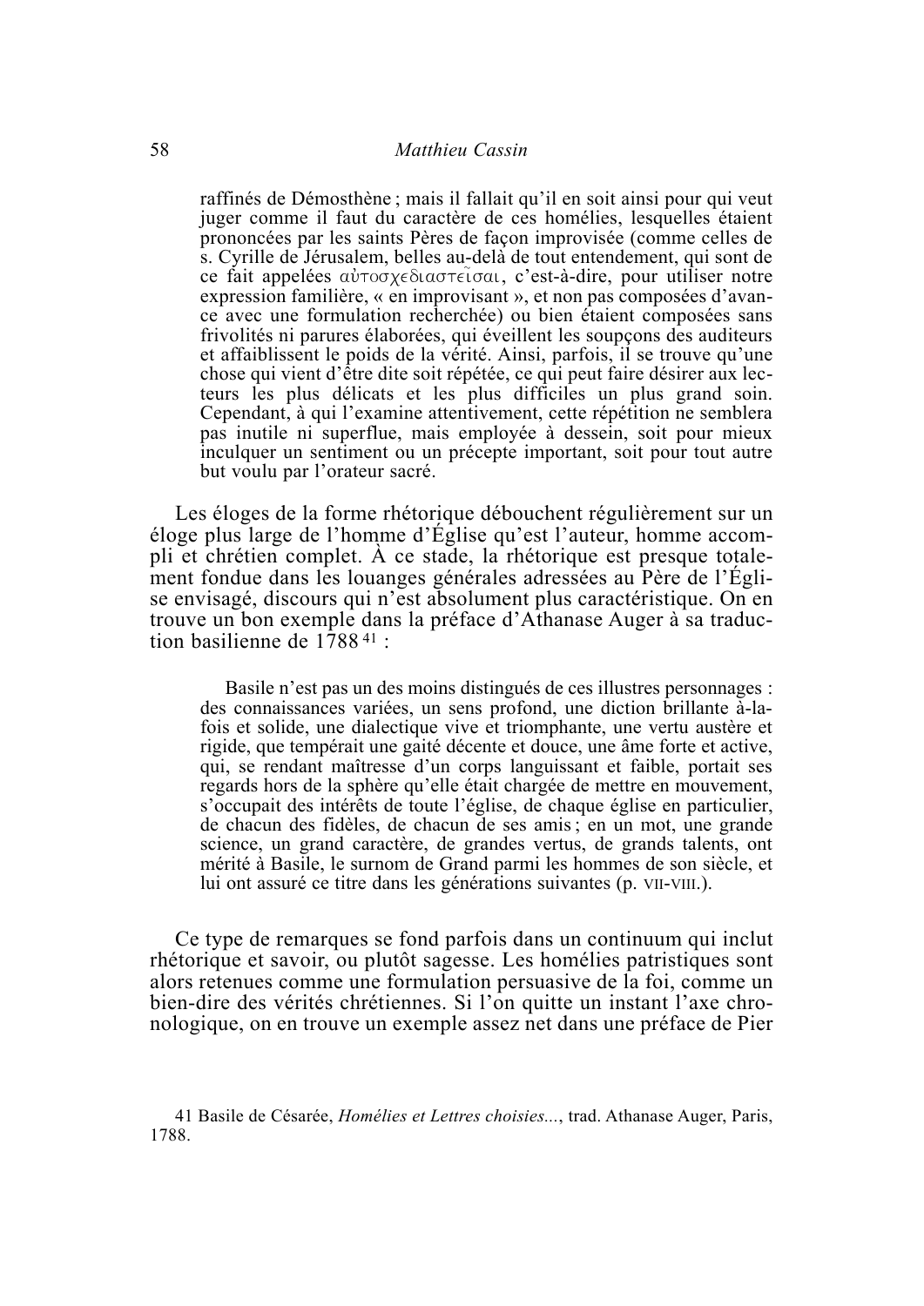raffinés de Démosthène ; mais il fallait qu'il en soit ainsi pour qui veut juger comme il faut du caractère de ces homélies, lesquelles étaient prononcées par les saints Pères de façon improvisée (comme celles de s. Cyrille de Jérusalem, belles au-delà de tout entendement, qui sont de ce fait appelées αὐτοσχεδιαστεῖσαι, c'est-à-dire, pour utiliser notre expression familière, « en improvisant », et non pas composées d'avance avec une formulation recherchée) ou bien étaient composées sans frivolités ni parures élaborées, qui éveillent les soupçons des auditeurs et affaiblissent le poids de la vérité. Ainsi, parfois, il se trouve qu'une chose qui vient d'être dite soit répétée, ce qui peut faire désirer aux lecteurs les plus délicats et les plus difficiles un plus grand soin. Cependant, à qui l'examine attentivement, cette répétition ne semblera pas inutile ni superflue, mais employée à dessein, soit pour mieux inculquer un sentiment ou un précepte important, soit pour tout autre but voulu par l'orateur sacré.

Les éloges de la forme rhétorique débouchent régulièrement sur un éloge plus large de l'homme d'Église qu'est l'auteur, homme accompli et chrétien complet. À ce stade, la rhétorique est presque totalement fondue dans les louanges générales adressées au Père de l'Église envisagé, discours qui n'est absolument plus caractéristique. On en trouve un bon exemple dans la préface d'Athanase Auger à sa traduction basilienne de 1788 [41] :

> Basile n'est pas un des moins distingués de ces illustres personnages : des connaissances variées, un sens profond, une diction brillante à-la-fois et solide, une dialectique vive et triomphante, une vertu austère et rigide, que tempérait une gaité décente et douce, une âme forte et active, qui, se rendant maîtresse d'un corps languissant et faible, portait ses regards hors de la sphère qu'elle était chargée de mettre en mouvement, s'occupait des intérêts de toute l'église, de chaque église en particulier, de chacun des fidèles, de chacun de ses amis ; en un mot, une grande science, un grand caractère, de grandes vertus, de grands talents, ont mérité à Basile, le surnom de Grand parmi les hommes de son siècle, et lui ont assuré ce titre dans les générations suivantes (p. VII-VIII.).

Ce type de remarques se fond parfois dans un continuum qui inclut rhétorique et savoir, ou plutôt sagesse. Les homélies patristiques sont alors retenues comme une formulation persuasive de la foi, comme un bien-dire des vérités chrétiennes. Si l'on quitte un instant l'axe chronologique, on en trouve un exemple assez net dans une préface de Pier

41 Basile de Césarée, *Homélies et Lettres choisies...*, trad. Athanase Auger, Paris, 1788.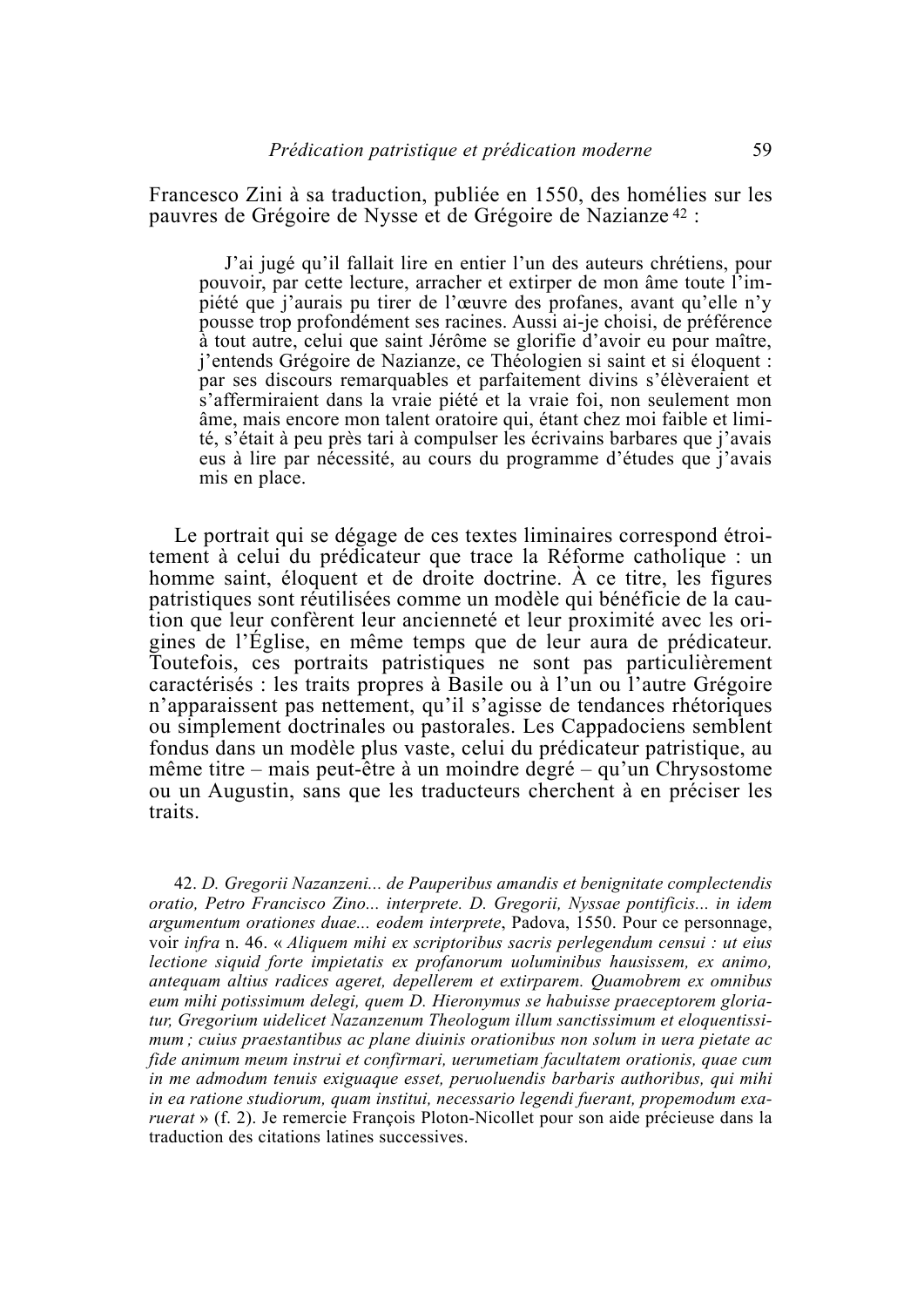Francesco Zini à sa traduction, publiée en 1550, des homélies sur les pauvres de Grégoire de Nysse et de Grégoire de Nazianze [42] :

> J'ai jugé qu'il fallait lire en entier l'un des auteurs chrétiens, pour pouvoir, par cette lecture, arracher et extirper de mon âme toute l'impiété que j'aurais pu tirer de l'œuvre des profanes, avant qu'elle n'y pousse trop profondément ses racines. Aussi ai-je choisi, de préférence à tout autre, celui que saint Jérôme se glorifie d'avoir eu pour maître, j'entends Grégoire de Nazianze, ce Théologien si saint et si éloquent : par ses discours remarquables et parfaitement divins s'élèveraient et s'affermiraient dans la vraie piété et la vraie foi, non seulement mon âme, mais encore mon talent oratoire qui, étant chez moi faible et limité, s'était à peu près tari à compulser les écrivains barbares que j'avais eus à lire par nécessité, au cours du programme d'études que j'avais mis en place.

Le portrait qui se dégage de ces textes liminaires correspond étroitement à celui du prédicateur que trace la Réforme catholique : un homme saint, éloquent et de droite doctrine. À ce titre, les figures patristiques sont réutilisées comme un modèle qui bénéficie de la caution que leur confèrent leur ancienneté et leur proximité avec les origines de l'Église, en même temps que de leur aura de prédicateur. Toutefois, ces portraits patristiques ne sont pas particulièrement caractérisés : les traits propres à Basile ou à l'un ou l'autre Grégoire n'apparaissent pas nettement, qu'il s'agisse de tendances rhétoriques ou simplement doctrinales ou pastorales. Les Cappadociens semblent fondus dans un modèle plus vaste, celui du prédicateur patristique, au même titre – mais peut-être à un moindre degré – qu'un Chrysostome ou un Augustin, sans que les traducteurs cherchent à en préciser les traits.

42. *D. Gregorii Nazanzeni... de Pauperibus amandis et benignitate complectendis oratio, Petro Francisco Zino... interprete. D. Gregorii, Nyssae pontificis... in idem argumentum orationes duae... eodem interprete*, Padova, 1550. Pour ce personnage, voir *infra* n. 46. « *Aliquem mihi ex scriptoribus sacris perlegendum censui : ut eius lectione siquid forte impietatis ex profanorum uoluminibus hausissem, ex animo, antequam altius radices ageret, depellerem et extirparem. Quamobrem ex omnibus eum mihi potissimum delegi, quem D. Hieronymus se habuisse praeceptorem gloriatur, Gregorium uidelicet Nazanzenum Theologum illum sanctissimum et eloquentissimum ; cuius praestantibus ac plane diuinis orationibus non solum in uera pietate ac fide animum meum instrui et confirmari, uerumetiam facultatem orationis, quae cum in me admodum tenuis exiguaque esset, peruoluendis barbaris authoribus, qui mihi in ea ratione studiorum, quam institui, necessario legendi fuerant, propemodum exaruerat* » (f. 2). Je remercie François Ploton-Nicollet pour son aide précieuse dans la traduction des citations latines successives.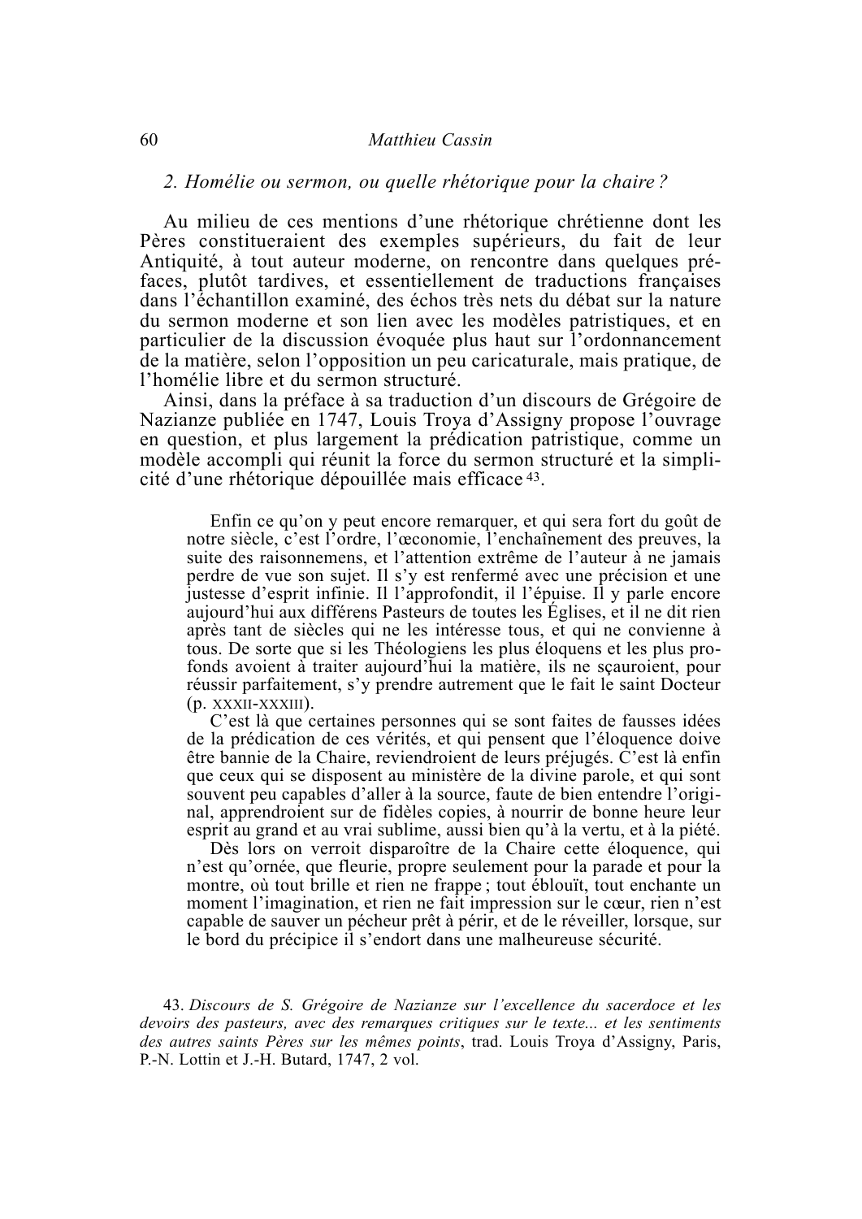### *2. Homélie ou sermon, ou quelle rhétorique pour la chaire ?*

Au milieu de ces mentions d'une rhétorique chrétienne dont les Pères constitueraient des exemples supérieurs, du fait de leur Antiquité, à tout auteur moderne, on rencontre dans quelques préfaces, plutôt tardives, et essentiellement de traductions françaises dans l'échantillon examiné, des échos très nets du débat sur la nature du sermon moderne et son lien avec les modèles patristiques, et en particulier de la discussion évoquée plus haut sur l'ordonnancement de la matière, selon l'opposition un peu caricaturale, mais pratique, de l'homélie libre et du sermon structuré.

Ainsi, dans la préface à sa traduction d'un discours de Grégoire de Nazianze publiée en 1747, Louis Troya d'Assigny propose l'ouvrage en question, et plus largement la prédication patristique, comme un modèle accompli qui réunit la force du sermon structuré et la simplicité d'une rhétorique dépouillée mais efficace [43].

> Enfin ce qu'on y peut encore remarquer, et qui sera fort du goût de notre siècle, c'est l'ordre, l'œconomie, l'enchaînement des preuves, la suite des raisonnemens, et l'attention extrême de l'auteur à ne jamais perdre de vue son sujet. Il s'y est renfermé avec une précision et une justesse d'esprit infinie. Il l'approfondit, il l'épuise. Il y parle encore aujourd'hui aux différens Pasteurs de toutes les Églises, et il ne dit rien après tant de siècles qui ne les intéresse tous, et qui ne convienne à tous. De sorte que si les Théologiens les plus éloquens et les plus profonds avoient à traiter aujourd'hui la matière, ils ne sçauroient, pour réussir parfaitement, s'y prendre autrement que le fait le saint Docteur (p. XXXII-XXXIII).
>
> C'est là que certaines personnes qui se sont faites de fausses idées de la prédication de ces vérités, et qui pensent que l'éloquence doive être bannie de la Chaire, reviendroient de leurs préjugés. C'est là enfin que ceux qui se disposent au ministère de la divine parole, et qui sont souvent peu capables d'aller à la source, faute de bien entendre l'original, apprendroient sur de fidèles copies, à nourrir de bonne heure leur esprit au grand et au vrai sublime, aussi bien qu'à la vertu, et à la piété.
>
> Dès lors on verroit disparoître de la Chaire cette éloquence, qui n'est qu'ornée, que fleurie, propre seulement pour la parade et pour la montre, où tout brille et rien ne frappe ; tout éblouït, tout enchante un moment l'imagination, et rien ne fait impression sur le cœur, rien n'est capable de sauver un pécheur prêt à périr, et de le réveiller, lorsque, sur le bord du précipice il s'endort dans une malheureuse sécurité.

43. *Discours de S. Grégoire de Nazianze sur l'excellence du sacerdoce et les devoirs des pasteurs, avec des remarques critiques sur le texte... et les sentiments des autres saints Pères sur les mêmes points*, trad. Louis Troya d'Assigny, Paris, P.-N. Lottin et J.-H. Butard, 1747, 2 vol.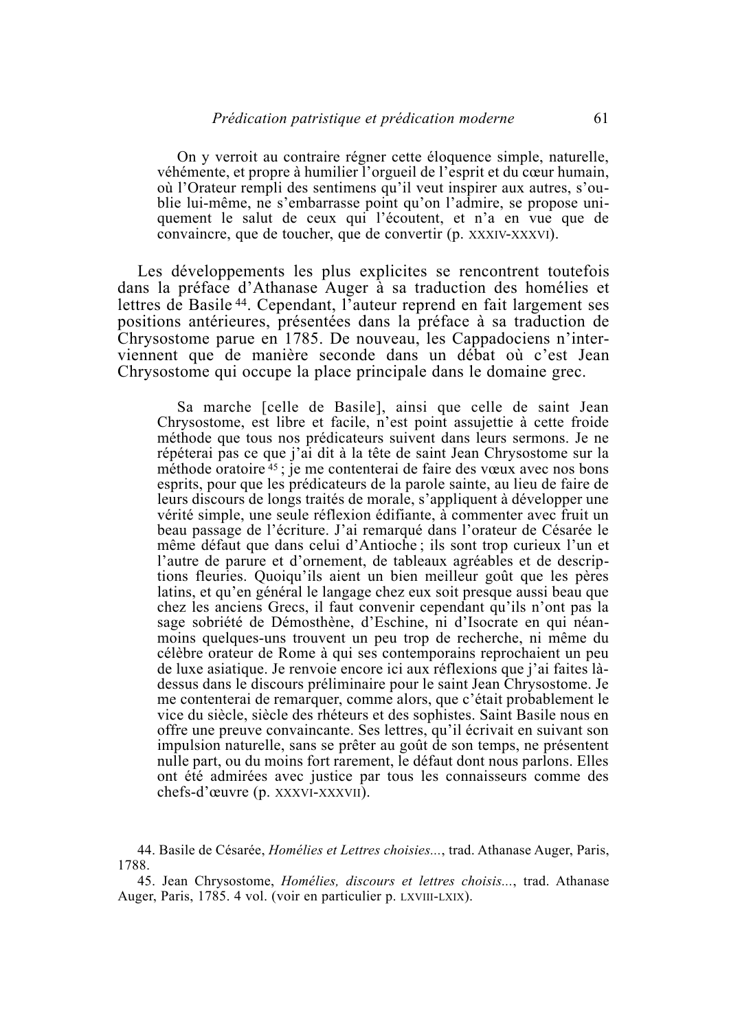> On y verroit au contraire régner cette éloquence simple, naturelle, véhémente, et propre à humilier l'orgueil de l'esprit et du cœur humain, où l'Orateur rempli des sentimens qu'il veut inspirer aux autres, s'oublie lui-même, ne s'embarrasse point qu'on l'admire, se propose uniquement le salut de ceux qui l'écoutent, et n'a en vue que de convaincre, que de toucher, que de convertir (p. XXXIV-XXXVI).

Les développements les plus explicites se rencontrent toutefois dans la préface d'Athanase Auger à sa traduction des homélies et lettres de Basile [44]. Cependant, l'auteur reprend en fait largement ses positions antérieures, présentées dans la préface à sa traduction de Chrysostome parue en 1785. De nouveau, les Cappadociens n'interviennent que de manière seconde dans un débat où c'est Jean Chrysostome qui occupe la place principale dans le domaine grec.

> Sa marche [celle de Basile], ainsi que celle de saint Jean Chrysostome, est libre et facile, n'est point assujettie à cette froide méthode que tous nos prédicateurs suivent dans leurs sermons. Je ne répéterai pas ce que j'ai dit à la tête de saint Jean Chrysostome sur la méthode oratoire [45] ; je me contenterai de faire des vœux avec nos bons esprits, pour que les prédicateurs de la parole sainte, au lieu de faire de leurs discours de longs traités de morale, s'appliquent à développer une vérité simple, une seule réflexion édifiante, à commenter avec fruit un beau passage de l'écriture. J'ai remarqué dans l'orateur de Césarée le même défaut que dans celui d'Antioche ; ils sont trop curieux l'un et l'autre de parure et d'ornement, de tableaux agréables et de descriptions fleuries. Quoiqu'ils aient un bien meilleur goût que les pères latins, et qu'en général le langage chez eux soit presque aussi beau que chez les anciens Grecs, il faut convenir cependant qu'ils n'ont pas la sage sobriété de Démosthène, d'Eschine, ni d'Isocrate en qui néanmoins quelques-uns trouvent un peu trop de recherche, ni même du célèbre orateur de Rome à qui ses contemporains reprochaient un peu de luxe asiatique. Je renvoie encore ici aux réflexions que j'ai faites là-dessus dans le discours préliminaire pour le saint Jean Chrysostome. Je me contenterai de remarquer, comme alors, que c'était probablement le vice du siècle, siècle des rhéteurs et des sophistes. Saint Basile nous en offre une preuve convaincante. Ses lettres, qu'il écrivait en suivant son impulsion naturelle, sans se prêter au goût de son temps, ne présentent nulle part, ou du moins fort rarement, le défaut dont nous parlons. Elles ont été admirées avec justice par tous les connaisseurs comme des chefs-d'œuvre (p. XXXVI-XXXVII).

44. Basile de Césarée, *Homélies et Lettres choisies...*, trad. Athanase Auger, Paris, 1788.

45. Jean Chrysostome, *Homélies, discours et lettres choisis...*, trad. Athanase Auger, Paris, 1785. 4 vol. (voir en particulier p. LXVIII-LXIX).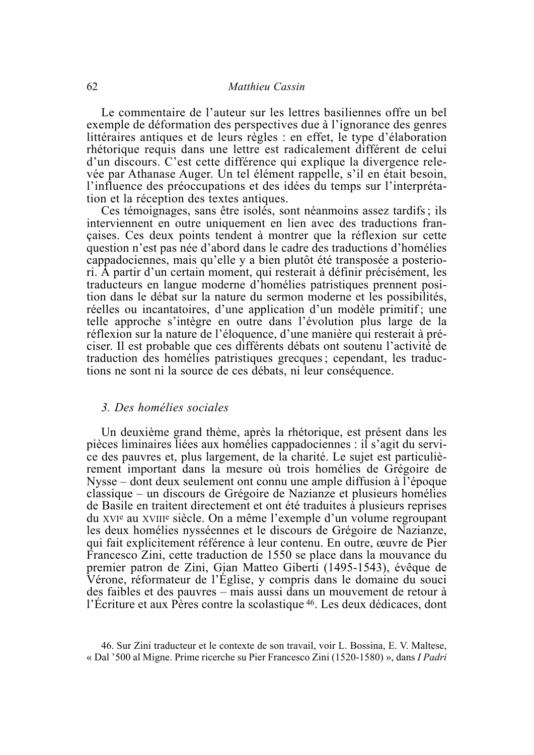Le commentaire de l'auteur sur les lettres basiliennes offre un bel exemple de déformation des perspectives due à l'ignorance des genres littéraires antiques et de leurs règles : en effet, le type d'élaboration rhétorique requis dans une lettre est radicalement différent de celui d'un discours. C'est cette différence qui explique la divergence relevée par Athanase Auger. Un tel élément rappelle, s'il en était besoin, l'influence des préoccupations et des idées du temps sur l'interprétation et la réception des textes antiques.

Ces témoignages, sans être isolés, sont néanmoins assez tardifs ; ils interviennent en outre uniquement en lien avec des traductions françaises. Ces deux points tendent à montrer que la réflexion sur cette question n'est pas née d'abord dans le cadre des traductions d'homélies cappadociennes, mais qu'elle y a bien plutôt été transposée a posteriori. À partir d'un certain moment, qui resterait à définir précisément, les traducteurs en langue moderne d'homélies patristiques prennent position dans le débat sur la nature du sermon moderne et les possibilités, réelles ou incantatoires, d'une application d'un modèle primitif ; une telle approche s'intègre en outre dans l'évolution plus large de la réflexion sur la nature de l'éloquence, d'une manière qui resterait à préciser. Il est probable que ces différents débats ont soutenu l'activité de traduction des homélies patristiques grecques ; cependant, les traductions ne sont ni la source de ces débats, ni leur conséquence.

### *3. Des homélies sociales*

Un deuxième grand thème, après la rhétorique, est présent dans les pièces liminaires liées aux homélies cappadociennes : il s'agit du service des pauvres et, plus largement, de la charité. Le sujet est particulièrement important dans la mesure où trois homélies de Grégoire de Nysse – dont deux seulement ont connu une ample diffusion à l'époque classique – un discours de Grégoire de Nazianze et plusieurs homélies de Basile en traitent directement et ont été traduites à plusieurs reprises du XVI^e au XVIII^e siècle. On a même l'exemple d'un volume regroupant les deux homélies nysséennes et le discours de Grégoire de Nazianze, qui fait explicitement référence à leur contenu. En outre, œuvre de Pier Francesco Zini, cette traduction de 1550 se place dans la mouvance du premier patron de Zini, Gian Matteo Giberti (1495-1543), évêque de Vérone, réformateur de l'Église, y compris dans le domaine du souci des faibles et des pauvres – mais aussi dans un mouvement de retour à l'Écriture et aux Pères contre la scolastique [46]. Les deux dédicaces, dont

46. Sur Zini traducteur et le contexte de son travail, voir L. Bossina, E. V. Maltese, « Dal '500 al Migne. Prime ricerche su Pier Francesco Zini (1520-1580) », dans *I Padri*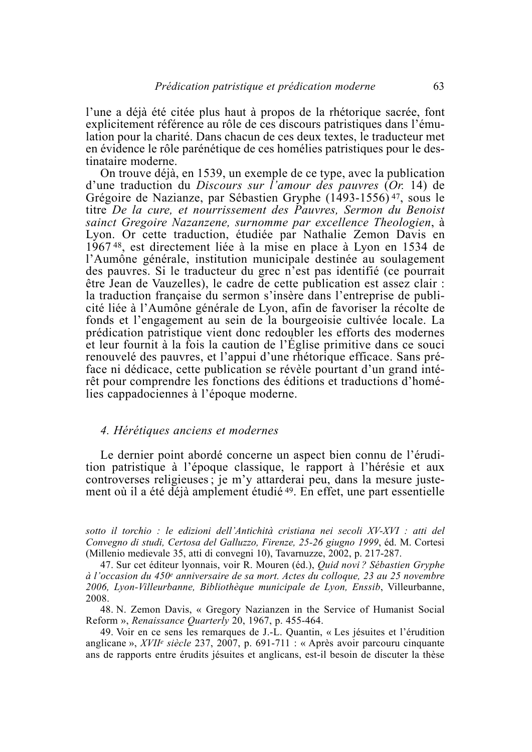l'une a déjà été citée plus haut à propos de la rhétorique sacrée, font explicitement référence au rôle de ces discours patristiques dans l'émulation pour la charité. Dans chacun de ces deux textes, le traducteur met en évidence le rôle parénétique de ces homélies patristiques pour le destinataire moderne.

On trouve déjà, en 1539, un exemple de ce type, avec la publication d'une traduction du *Discours sur l'amour des pauvres* (*Or.* 14) de Grégoire de Nazianze, par Sébastien Gryphe (1493-1556) [47], sous le titre *De la cure, et nourrissement des Pauvres, Sermon du Benoist sainct Gregoire Nazanzene, surnomme par excellence Theologien*, à Lyon. Or cette traduction, étudiée par Nathalie Zemon Davis en 1967 [48], est directement liée à la mise en place à Lyon en 1534 de l'Aumône générale, institution municipale destinée au soulagement des pauvres. Si le traducteur du grec n'est pas identifié (ce pourrait être Jean de Vauzelles), le cadre de cette publication est assez clair : la traduction française du sermon s'insère dans l'entreprise de publicité liée à l'Aumône générale de Lyon, afin de favoriser la récolte de fonds et l'engagement au sein de la bourgeoisie cultivée locale. La prédication patristique vient donc redoubler les efforts des modernes et leur fournit à la fois la caution de l'Église primitive dans ce souci renouvelé des pauvres, et l'appui d'une rhétorique efficace. Sans préface ni dédicace, cette publication se révèle pourtant d'un grand intérêt pour comprendre les fonctions des éditions et traductions d'homélies cappadociennes à l'époque moderne.

### 4. *Hérétiques anciens et modernes*

Le dernier point abordé concerne un aspect bien connu de l'érudition patristique à l'époque classique, le rapport à l'hérésie et aux controverses religieuses ; je m'y attarderai peu, dans la mesure justement où il a été déjà amplement étudié [49]. En effet, une part essentielle

*sotto il torchio : le edizioni dell'Antichità cristiana nei secoli XV-XVI : atti del Convegno di studi, Certosa del Galluzzo, Firenze, 25-26 giugno 1999*, éd. M. Cortesi (Millenio medievale 35, atti di convegni 10), Tavarnuzze, 2002, p. 217-287.

47. Sur cet éditeur lyonnais, voir R. Mouren (éd.), *Quid novi ? Sébastien Gryphe à l'occasion du 450e anniversaire de sa mort. Actes du colloque, 23 au 25 novembre 2006, Lyon-Villeurbanne, Bibliothèque municipale de Lyon, Enssib*, Villeurbanne, 2008.

48. N. Zemon Davis, « Gregory Nazianzen in the Service of Humanist Social Reform », *Renaissance Quarterly* 20, 1967, p. 455-464.

49. Voir en ce sens les remarques de J.-L. Quantin, « Les jésuites et l'érudition anglicane », *XVIIe siècle* 237, 2007, p. 691-711 : « Après avoir parcouru cinquante ans de rapports entre érudits jésuites et anglicans, est-il besoin de discuter la thèse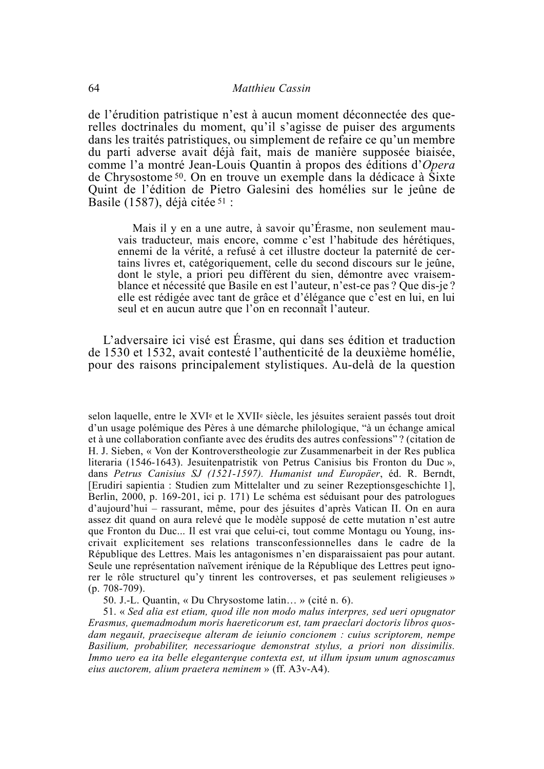de l'érudition patristique n'est à aucun moment déconnectée des querelles doctrinales du moment, qu'il s'agisse de puiser des arguments dans les traités patristiques, ou simplement de refaire ce qu'un membre du parti adverse avait déjà fait, mais de manière supposée biaisée, comme l'a montré Jean-Louis Quantin à propos des éditions d'*Opera* de Chrysostome [50]. On en trouve un exemple dans la dédicace à Sixte Quint de l'édition de Pietro Galesini des homélies sur le jeûne de Basile (1587), déjà citée [51] :

> Mais il y en a une autre, à savoir qu'Érasme, non seulement mauvais traducteur, mais encore, comme c'est l'habitude des hérétiques, ennemi de la vérité, a refusé à cet illustre docteur la paternité de certains livres et, catégoriquement, celle du second discours sur le jeûne, dont le style, a priori peu différent du sien, démontre avec vraisemblance et nécessité que Basile en est l'auteur, n'est-ce pas ? Que dis-je ? elle est rédigée avec tant de grâce et d'élégance que c'est en lui, en lui seul et en aucun autre que l'on en reconnaît l'auteur.

L'adversaire ici visé est Érasme, qui dans ses édition et traduction de 1530 et 1532, avait contesté l'authenticité de la deuxième homélie, pour des raisons principalement stylistiques. Au-delà de la question

---

selon laquelle, entre le XVI[e] et le XVII[e] siècle, les jésuites seraient passés tout droit d'un usage polémique des Pères à une démarche philologique, "à un échange amical et à une collaboration confiante avec des érudits des autres confessions" ? (citation de H. J. Sieben, « Von der Kontroverstheologie zur Zusammenarbeit in der Res publica literaria (1546-1643). Jesuitenpatristik von Petrus Canisius bis Fronton du Duc », dans *Petrus Canisius SJ (1521-1597). Humanist und Europäer*, éd. R. Berndt, [Erudiri sapientia : Studien zum Mittelalter und zu seiner Rezeptionsgeschichte 1], Berlin, 2000, p. 169-201, ici p. 171) Le schéma est séduisant pour des patrologues d'aujourd'hui – rassurant, même, pour des jésuites d'après Vatican II. On en aura assez dit quand on aura relevé que le modèle supposé de cette mutation n'est autre que Fronton du Duc... Il est vrai que celui-ci, tout comme Montagu ou Young, inscrivait explicitement ses relations transconfessionnelles dans le cadre de la République des Lettres. Mais les antagonismes n'en disparaissaient pas pour autant. Seule une représentation naïvement irénique de la République des Lettres peut ignorer le rôle structurel qu'y tinrent les controverses, et pas seulement religieuses » (p. 708-709).

50. J.-L. Quantin, « Du Chrysostome latin… » (cité n. 6).

51. « *Sed alia est etiam, quod ille non modo malus interpres, sed ueri opugnator Erasmus, quemadmodum moris haereticorum est, tam praeclari doctoris libros quosdam negauit, praeciseque alteram de ieiunio concionem : cuius scriptorem, nempe Basilium, probabiliter, necessarioque demonstrat stylus, a priori non dissimilis. Immo uero ea ita belle eleganterque contexta est, ut illum ipsum unum agnoscamus eius auctorem, alium praetera neminem* » (ff. A3v-A4).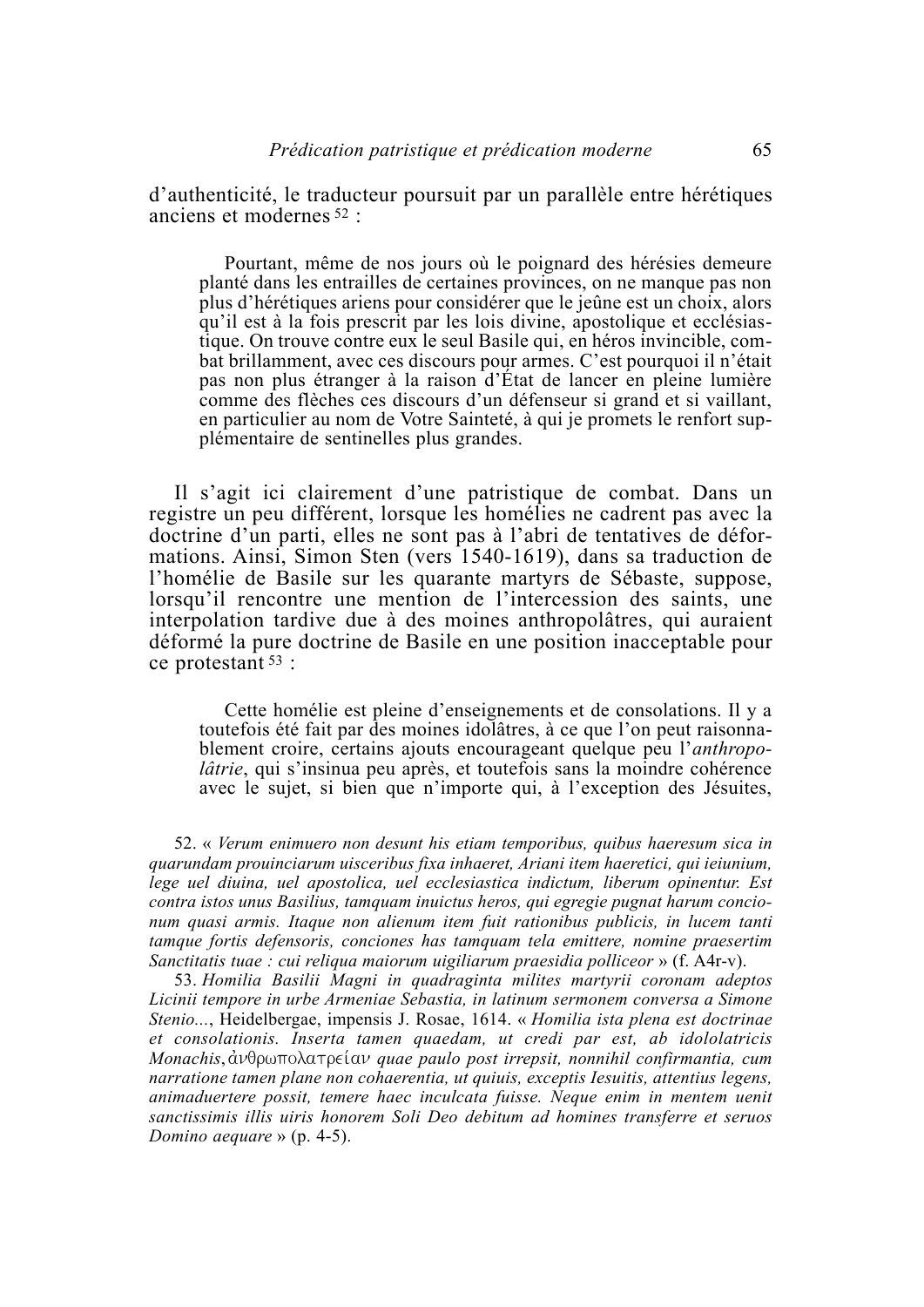d'authenticité, le traducteur poursuit par un parallèle entre hérétiques anciens et modernes [52] :

> Pourtant, même de nos jours où le poignard des hérésies demeure planté dans les entrailles de certaines provinces, on ne manque pas non plus d'hérétiques ariens pour considérer que le jeûne est un choix, alors qu'il est à la fois prescrit par les lois divine, apostolique et ecclésiastique. On trouve contre eux le seul Basile qui, en héros invincible, combat brillamment, avec ces discours pour armes. C'est pourquoi il n'était pas non plus étranger à la raison d'État de lancer en pleine lumière comme des flèches ces discours d'un défenseur si grand et si vaillant, en particulier au nom de Votre Sainteté, à qui je promets le renfort supplémentaire de sentinelles plus grandes.

Il s'agit ici clairement d'une patristique de combat. Dans un registre un peu différent, lorsque les homélies ne cadrent pas avec la doctrine d'un parti, elles ne sont pas à l'abri de tentatives de déformations. Ainsi, Simon Sten (vers 1540-1619), dans sa traduction de l'homélie de Basile sur les quarante martyrs de Sébaste, suppose, lorsqu'il rencontre une mention de l'intercession des saints, une interpolation tardive due à des moines anthropolâtres, qui auraient déformé la pure doctrine de Basile en une position inacceptable pour ce protestant [53] :

> Cette homélie est pleine d'enseignements et de consolations. Il y a toutefois été fait par des moines idolâtres, à ce que l'on peut raisonnablement croire, certains ajouts encourageant quelque peu l'*anthropolâtrie*, qui s'insinua peu après, et toutefois sans la moindre cohérence avec le sujet, si bien que n'importe qui, à l'exception des Jésuites,

52. « *Verum enimuero non desunt his etiam temporibus, quibus haeresum sica in quarundam prouinciarum uisceribus fixa inhaeret, Ariani item haeretici, qui ieiunium, lege uel diuina, uel apostolica, uel ecclesiastica indictum, liberum opinentur. Est contra istos unus Basilius, tamquam inuictus heros, qui egregie pugnat harum concionum quasi armis. Itaque non alienum item fuit rationibus publicis, in lucem tanti tamque fortis defensoris, conciones has tamquam tela emittere, nomine praesertim Sanctitatis tuae : cui reliqua maiorum uigiliarum praesidia polliceor* » (f. A4r-v).

53. *Homilia Basilii Magni in quadraginta milites martyrii coronam adeptos Licinii tempore in urbe Armeniae Sebastia, in latinum sermonem conversa a Simone Stenio...*, Heidelbergae, impensis J. Rosae, 1614. « *Homilia ista plena est doctrinae et consolationis. Inserta tamen quaedam, ut credi par est, ab idololatricis Monachis,* ἀνθρωπολατρείαν *quae paulo post irrepsit, nonnihil confirmantia, cum narratione tamen plane non cohaerentia, ut quiuis, exceptis Iesuitis, attentius legens, animaduertere possit, temere haec inculcata fuisse. Neque enim in mentem uenit sanctissimis illis uiris honorem Soli Deo debitum ad homines transferre et seruos Domino aequare* » (p. 4-5).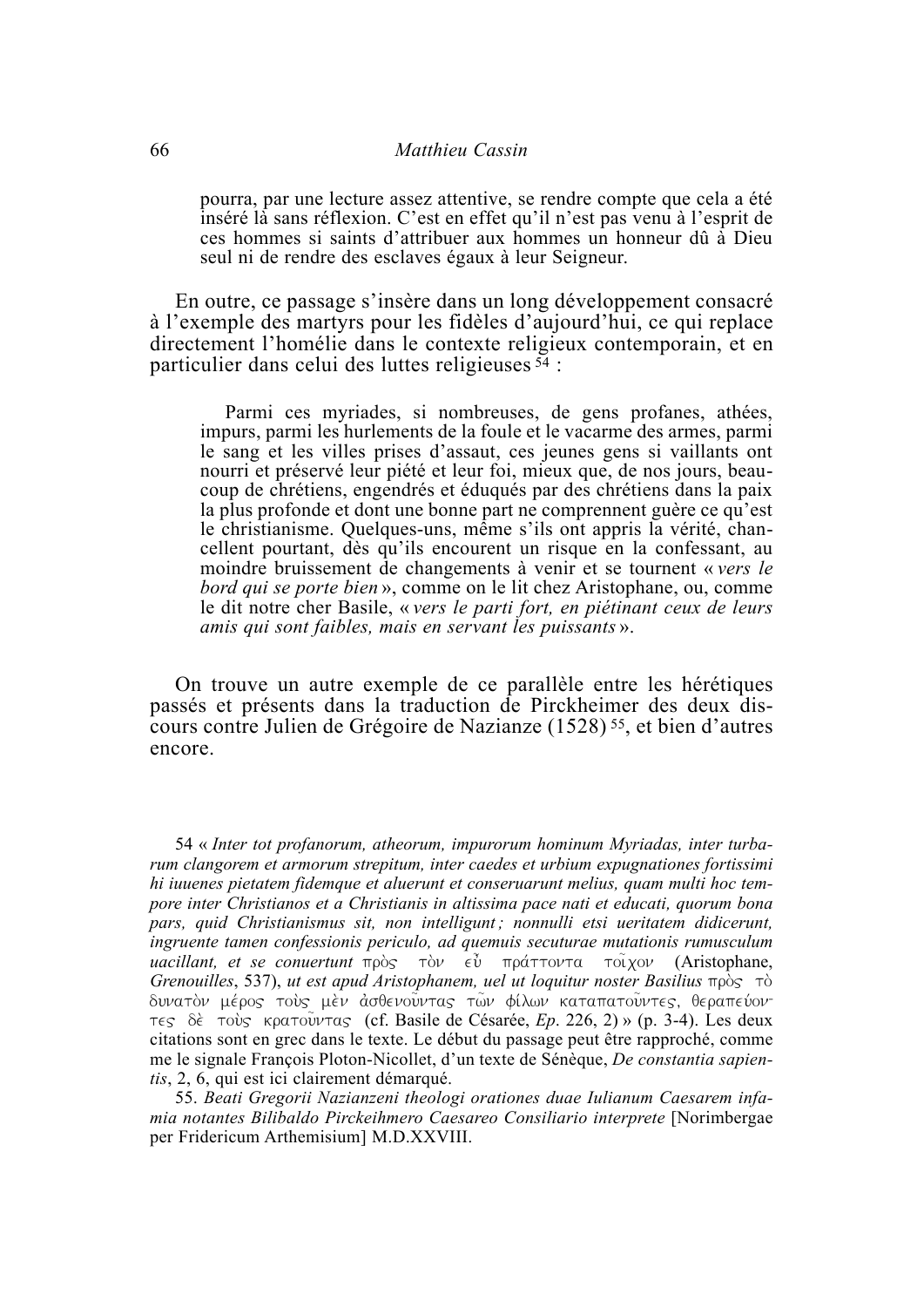> pourra, par une lecture assez attentive, se rendre compte que cela a été inséré là sans réflexion. C'est en effet qu'il n'est pas venu à l'esprit de ces hommes si saints d'attribuer aux hommes un honneur dû à Dieu seul ni de rendre des esclaves égaux à leur Seigneur.

En outre, ce passage s'insère dans un long développement consacré à l'exemple des martyrs pour les fidèles d'aujourd'hui, ce qui replace directement l'homélie dans le contexte religieux contemporain, et en particulier dans celui des luttes religieuses [54] :

> Parmi ces myriades, si nombreuses, de gens profanes, athées, impurs, parmi les hurlements de la foule et le vacarme des armes, parmi le sang et les villes prises d'assaut, ces jeunes gens si vaillants ont nourri et préservé leur piété et leur foi, mieux que, de nos jours, beaucoup de chrétiens, engendrés et éduqués par des chrétiens dans la paix la plus profonde et dont une bonne part ne comprennent guère ce qu'est le christianisme. Quelques-uns, même s'ils ont appris la vérité, chancellent pourtant, dès qu'ils encourent un risque en la confessant, au moindre bruissement de changements à venir et se tournent « *vers le bord qui se porte bien* », comme on le lit chez Aristophane, ou, comme le dit notre cher Basile, « *vers le parti fort, en piétinant ceux de leurs amis qui sont faibles, mais en servant les puissants* ».

On trouve un autre exemple de ce parallèle entre les hérétiques passés et présents dans la traduction de Pirckheimer des deux discours contre Julien de Grégoire de Nazianze (1528) [55], et bien d'autres encore.

---

54 « *Inter tot profanorum, atheorum, impurorum hominum Myriadas, inter turbarum clangorem et armorum strepitum, inter caedes et urbium expugnationes fortissimi hi iuuenes pietatem fidemque et aluerunt et conseruarunt melius, quam multi hoc tempore inter Christianos et a Christianis in altissima pace nati et educati, quorum bona pars, quid Christianismus sit, non intelligunt ; nonnulli etsi ueritatem didicerunt, ingruente tamen confessionis periculo, ad quemuis secuturae mutationis rumusculum uacillant, et se conuertunt* πρὸς τὸν εὖ πράττοντα τοῖχον (Aristophane, *Grenouilles*, 537), *ut est apud Aristophanem, uel ut loquitur noster Basilius* πρὸς τὸ δυνατὸν μέρος τοὺς μὲν ἀσθενοῦντας τῶν φίλων καταπατοῦντες, θεραπεύοντες δὲ τοὺς κρατοῦντας (cf. Basile de Césarée, *Ep*. 226, 2) » (p. 3-4). Les deux citations sont en grec dans le texte. Le début du passage peut être rapproché, comme me le signale François Ploton-Nicollet, d'un texte de Sénèque, *De constantia sapientis*, 2, 6, qui est ici clairement démarqué.

55. *Beati Gregorii Nazianzeni theologi orationes duae Iulianum Caesarem infamia notantes Bilibaldo Pirckeihmero Caesareo Consiliario interprete* [Norimbergae per Fridericum Arthemisium] M.D.XXVIII.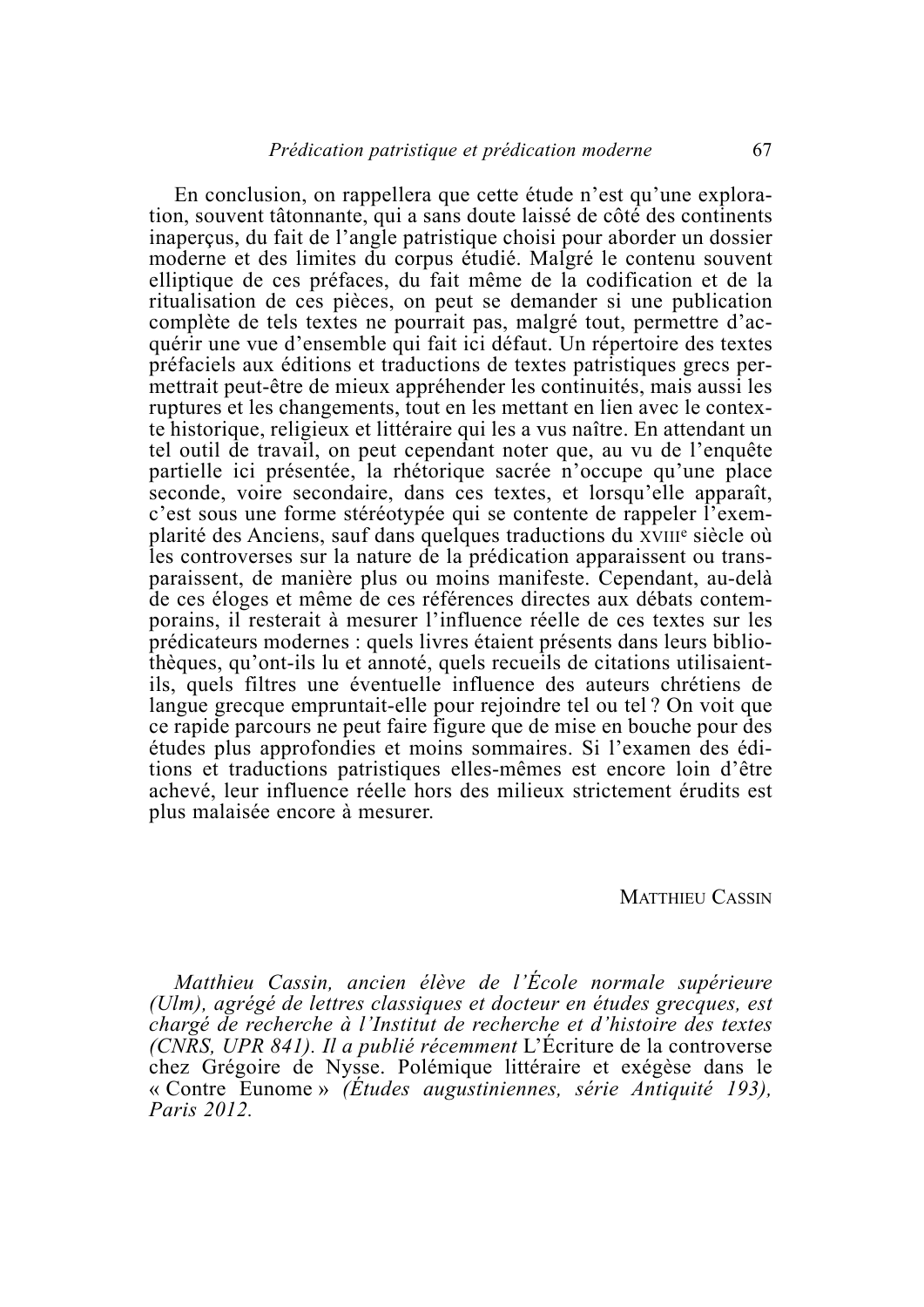En conclusion, on rappellera que cette étude n'est qu'une exploration, souvent tâtonnante, qui a sans doute laissé de côté des continents inaperçus, du fait de l'angle patristique choisi pour aborder un dossier moderne et des limites du corpus étudié. Malgré le contenu souvent elliptique de ces préfaces, du fait même de la codification et de la ritualisation de ces pièces, on peut se demander si une publication complète de tels textes ne pourrait pas, malgré tout, permettre d'acquérir une vue d'ensemble qui fait ici défaut. Un répertoire des textes préfaciels aux éditions et traductions de textes patristiques grecs permettrait peut-être de mieux appréhender les continuités, mais aussi les ruptures et les changements, tout en les mettant en lien avec le contexte historique, religieux et littéraire qui les a vus naître. En attendant un tel outil de travail, on peut cependant noter que, au vu de l'enquête partielle ici présentée, la rhétorique sacrée n'occupe qu'une place seconde, voire secondaire, dans ces textes, et lorsqu'elle apparaît, c'est sous une forme stéréotypée qui se contente de rappeler l'exemplarité des Anciens, sauf dans quelques traductions du XVIII[e] siècle où les controverses sur la nature de la prédication apparaissent ou transparaissent, de manière plus ou moins manifeste. Cependant, au-delà de ces éloges et même de ces références directes aux débats contemporains, il resterait à mesurer l'influence réelle de ces textes sur les prédicateurs modernes : quels livres étaient présents dans leurs bibliothèques, qu'ont-ils lu et annoté, quels recueils de citations utilisaient-ils, quels filtres une éventuelle influence des auteurs chrétiens de langue grecque empruntait-elle pour rejoindre tel ou tel ? On voit que ce rapide parcours ne peut faire figure que de mise en bouche pour des études plus approfondies et moins sommaires. Si l'examen des éditions et traductions patristiques elles-mêmes est encore loin d'être achevé, leur influence réelle hors des milieux strictement érudits est plus malaisée encore à mesurer.

MATTHIEU CASSIN

*Matthieu Cassin, ancien élève de l'École normale supérieure (Ulm), agrégé de lettres classiques et docteur en études grecques, est chargé de recherche à l'Institut de recherche et d'histoire des textes (CNRS, UPR 841). Il a publié récemment* L'Écriture de la controverse chez Grégoire de Nysse. Polémique littéraire et exégèse dans le « Contre Eunome » *(Études augustiniennes, série Antiquité 193), Paris 2012.*